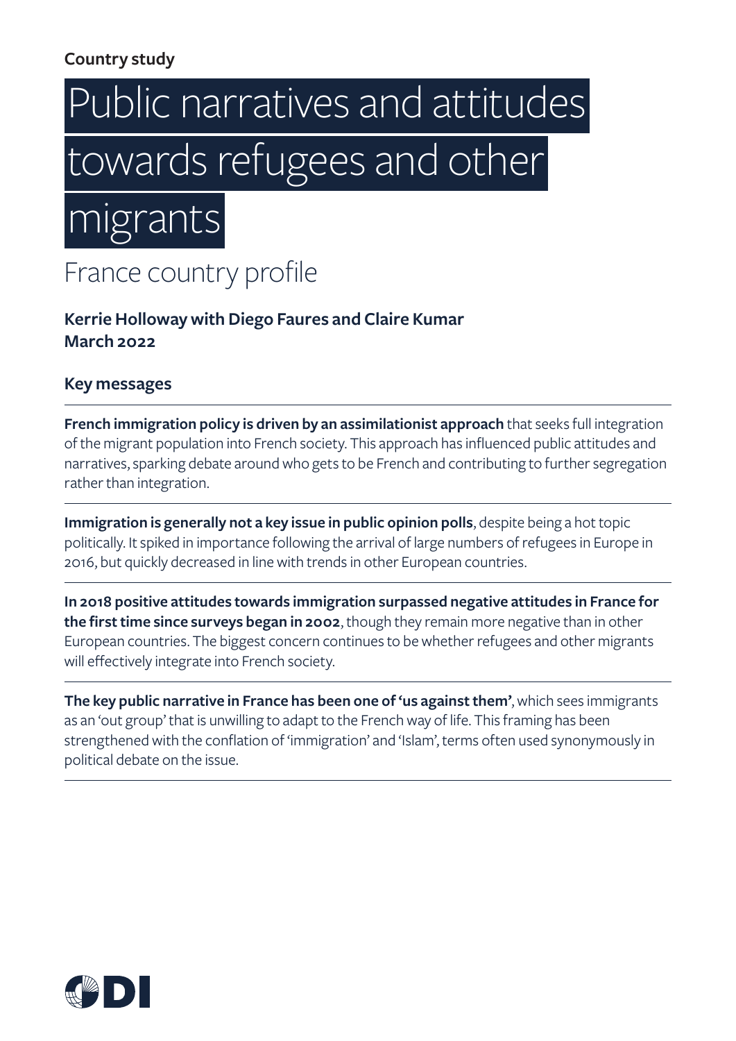**Country study**

# Public narratives and attitudes towards refugees and other migrants

## France country profile

**Kerrie Holloway with Diego Faures and Claire Kumar**
**March 2022**

### Key messages

**French immigration policy is driven by an assimilationist approach** that seeks full integration of the migrant population into French society. This approach has influenced public attitudes and narratives, sparking debate around who gets to be French and contributing to further segregation rather than integration.

**Immigration is generally not a key issue in public opinion polls**, despite being a hot topic politically. It spiked in importance following the arrival of large numbers of refugees in Europe in 2016, but quickly decreased in line with trends in other European countries.

**In 2018 positive attitudes towards immigration surpassed negative attitudes in France for the first time since surveys began in 2002**, though they remain more negative than in other European countries. The biggest concern continues to be whether refugees and other migrants will effectively integrate into French society.

**The key public narrative in France has been one of 'us against them'**, which sees immigrants as an 'out group' that is unwilling to adapt to the French way of life. This framing has been strengthened with the conflation of 'immigration' and 'Islam', terms often used synonymously in political debate on the issue.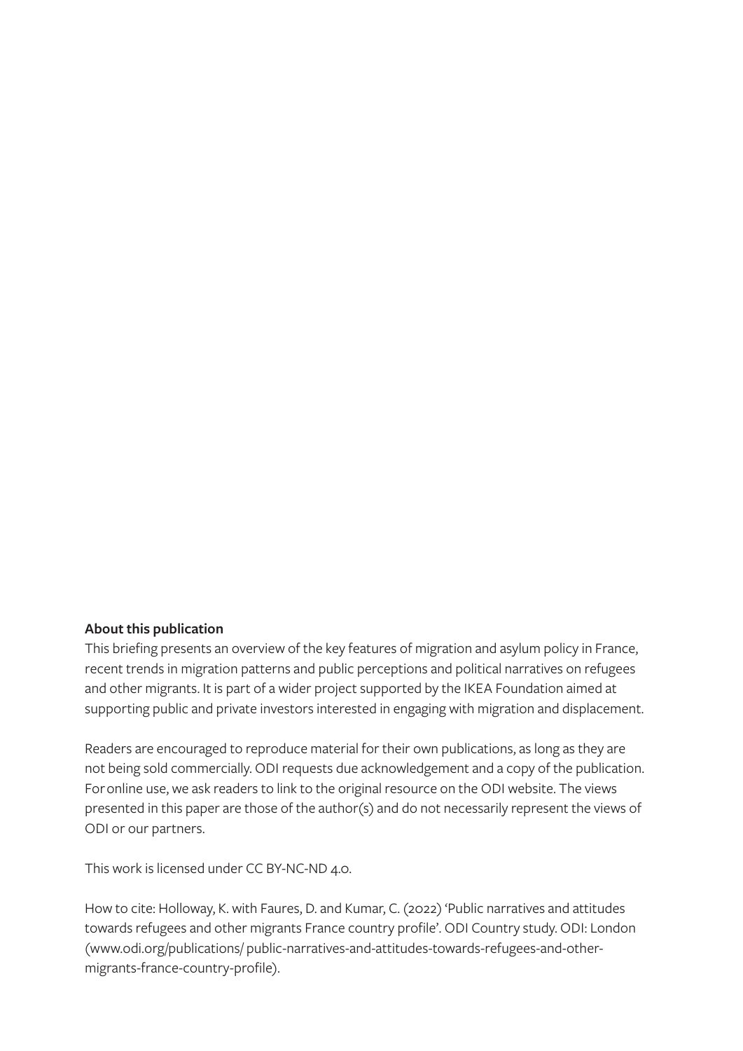**About this publication**

This briefing presents an overview of the key features of migration and asylum policy in France, recent trends in migration patterns and public perceptions and political narratives on refugees and other migrants. It is part of a wider project supported by the IKEA Foundation aimed at supporting public and private investors interested in engaging with migration and displacement.

Readers are encouraged to reproduce material for their own publications, as long as they are not being sold commercially. ODI requests due acknowledgement and a copy of the publication. For online use, we ask readers to link to the original resource on the ODI website. The views presented in this paper are those of the author(s) and do not necessarily represent the views of ODI or our partners.

This work is licensed under CC BY-NC-ND 4.0.

How to cite: Holloway, K. with Faures, D. and Kumar, C. (2022) 'Public narratives and attitudes towards refugees and other migrants France country profile'. ODI Country study. ODI: London (www.odi.org/publications/ public-narratives-and-attitudes-towards-refugees-and-other-migrants-france-country-profile).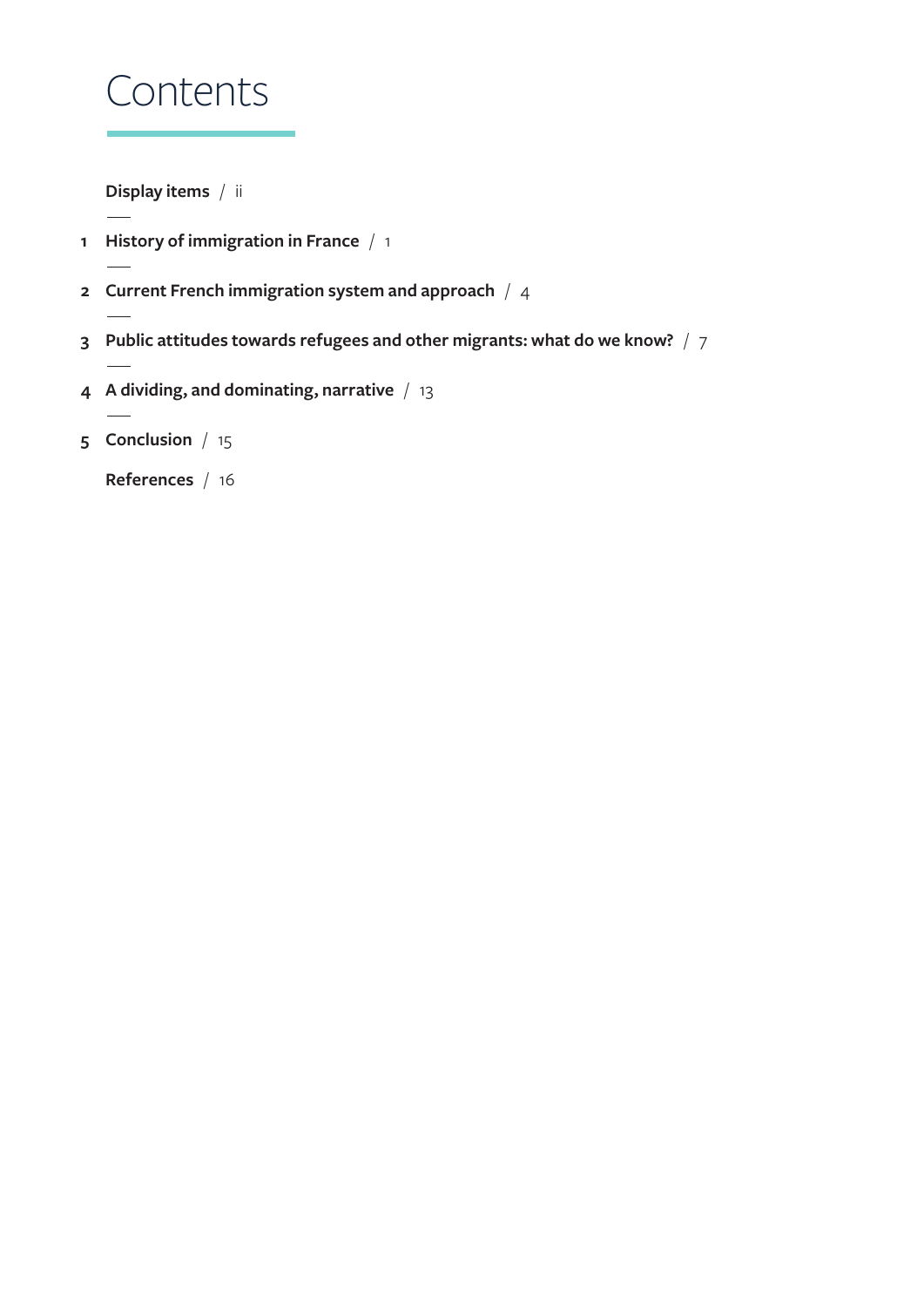# Contents

**Display items** / ii

1 **History of immigration in France** / 1

2 **Current French immigration system and approach** / 4

3 **Public attitudes towards refugees and other migrants: what do we know?** / 7

4 **A dividing, and dominating, narrative** / 13

5 **Conclusion** / 15

**References** / 16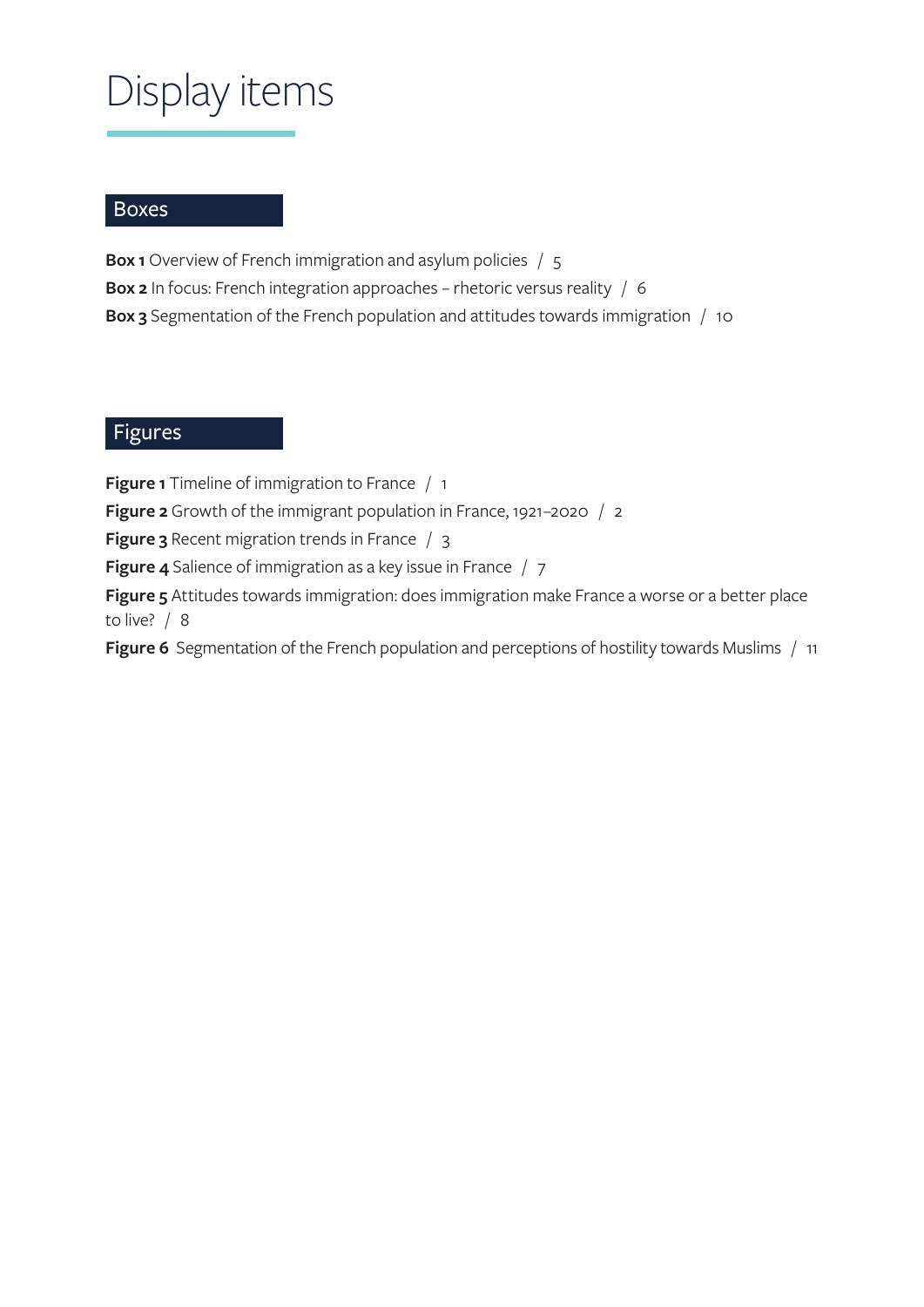# Display items

## Boxes

**Box 1** Overview of French immigration and asylum policies / 5

**Box 2** In focus: French integration approaches – rhetoric versus reality / 6

**Box 3** Segmentation of the French population and attitudes towards immigration / 10

## Figures

**Figure 1** Timeline of immigration to France / 1

**Figure 2** Growth of the immigrant population in France, 1921–2020 / 2

**Figure 3** Recent migration trends in France / 3

**Figure 4** Salience of immigration as a key issue in France / 7

**Figure 5** Attitudes towards immigration: does immigration make France a worse or a better place to live? / 8

**Figure 6** Segmentation of the French population and perceptions of hostility towards Muslims / 11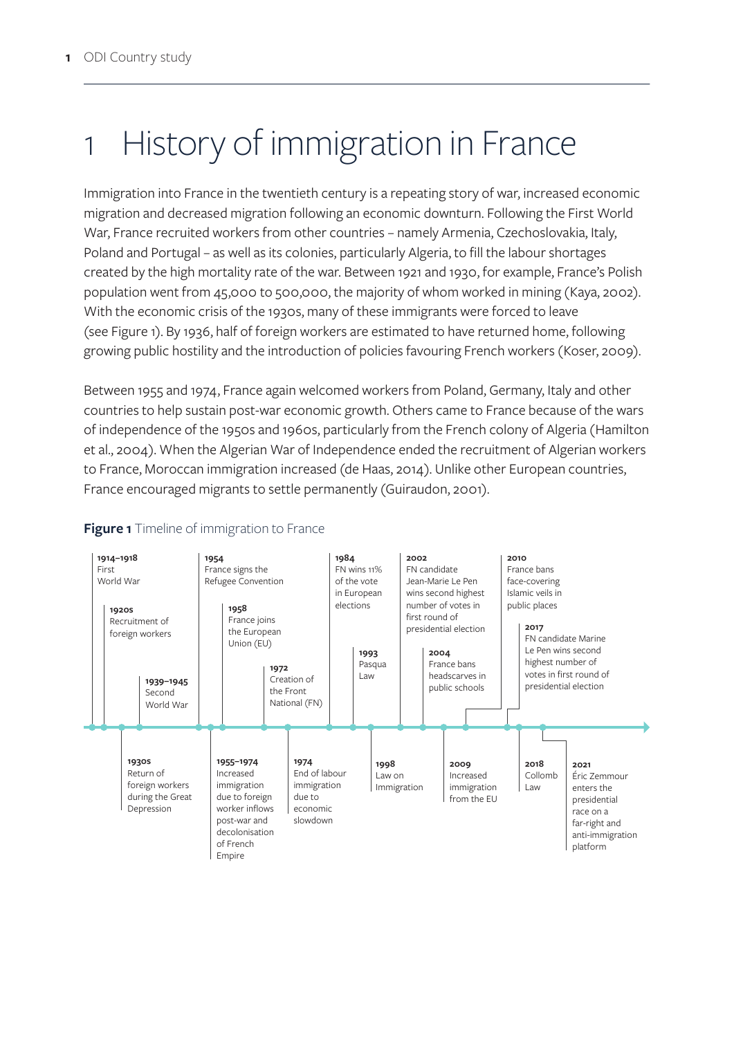# 1 History of immigration in France

Immigration into France in the twentieth century is a repeating story of war, increased economic migration and decreased migration following an economic downturn. Following the First World War, France recruited workers from other countries – namely Armenia, Czechoslovakia, Italy, Poland and Portugal – as well as its colonies, particularly Algeria, to fill the labour shortages created by the high mortality rate of the war. Between 1921 and 1930, for example, France's Polish population went from 45,000 to 500,000, the majority of whom worked in mining (Kaya, 2002). With the economic crisis of the 1930s, many of these immigrants were forced to leave (see Figure 1). By 1936, half of foreign workers are estimated to have returned home, following growing public hostility and the introduction of policies favouring French workers (Koser, 2009).

Between 1955 and 1974, France again welcomed workers from Poland, Germany, Italy and other countries to help sustain post-war economic growth. Others came to France because of the wars of independence of the 1950s and 1960s, particularly from the French colony of Algeria (Hamilton et al., 2004). When the Algerian War of Independence ended the recruitment of Algerian workers to France, Moroccan immigration increased (de Haas, 2014). Unlike other European countries, France encouraged migrants to settle permanently (Guiraudon, 2001).

**Figure 1** Timeline of immigration to France

- **1914–1918** First World War
- **1920s** Recruitment of foreign workers
- **1930s** Return of foreign workers during the Great Depression
- **1939–1945** Second World War
- **1954** France signs the Refugee Convention
- **1955–1974** Increased immigration due to foreign worker inflows post-war and decolonisation of French Empire
- **1958** France joins the European Union (EU)
- **1972** Creation of the Front National (FN)
- **1974** End of labour immigration due to economic slowdown
- **1984** FN wins 11% of the vote in European elections
- **1993** Pasqua Law
- **1998** Law on Immigration
- **2002** FN candidate Jean-Marie Le Pen wins second highest number of votes in first round of presidential election
- **2004** France bans headscarves in public schools
- **2009** Increased immigration from the EU
- **2010** France bans face-covering Islamic veils in public places
- **2017** FN candidate Marine Le Pen wins second highest number of votes in first round of presidential election
- **2018** Collomb Law
- **2021** Éric Zemmour enters the presidential race on a far-right and anti-immigration platform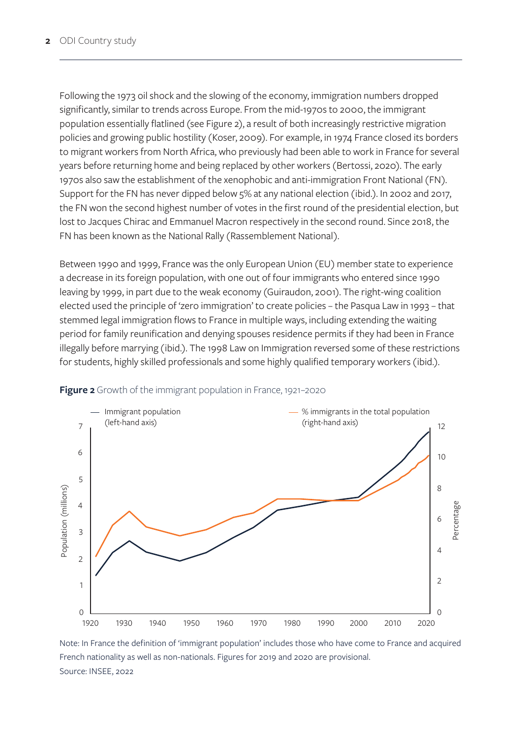Following the 1973 oil shock and the slowing of the economy, immigration numbers dropped significantly, similar to trends across Europe. From the mid-1970s to 2000, the immigrant population essentially flatlined (see Figure 2), a result of both increasingly restrictive migration policies and growing public hostility (Koser, 2009). For example, in 1974 France closed its borders to migrant workers from North Africa, who previously had been able to work in France for several years before returning home and being replaced by other workers (Bertossi, 2020). The early 1970s also saw the establishment of the xenophobic and anti-immigration Front National (FN). Support for the FN has never dipped below 5% at any national election (ibid.). In 2002 and 2017, the FN won the second highest number of votes in the first round of the presidential election, but lost to Jacques Chirac and Emmanuel Macron respectively in the second round. Since 2018, the FN has been known as the National Rally (Rassemblement National).

Between 1990 and 1999, France was the only European Union (EU) member state to experience a decrease in its foreign population, with one out of four immigrants who entered since 1990 leaving by 1999, in part due to the weak economy (Guiraudon, 2001). The right-wing coalition elected used the principle of 'zero immigration' to create policies – the Pasqua Law in 1993 – that stemmed legal immigration flows to France in multiple ways, including extending the waiting period for family reunification and denying spouses residence permits if they had been in France illegally before marrying (ibid.). The 1998 Law on Immigration reversed some of these restrictions for students, highly skilled professionals and some highly qualified temporary workers (ibid.).

**Figure 2** Growth of the immigrant population in France, 1921–2020

Note: In France the definition of 'immigrant population' includes those who have come to France and acquired French nationality as well as non-nationals. Figures for 2019 and 2020 are provisional.
Source: INSEE, 2022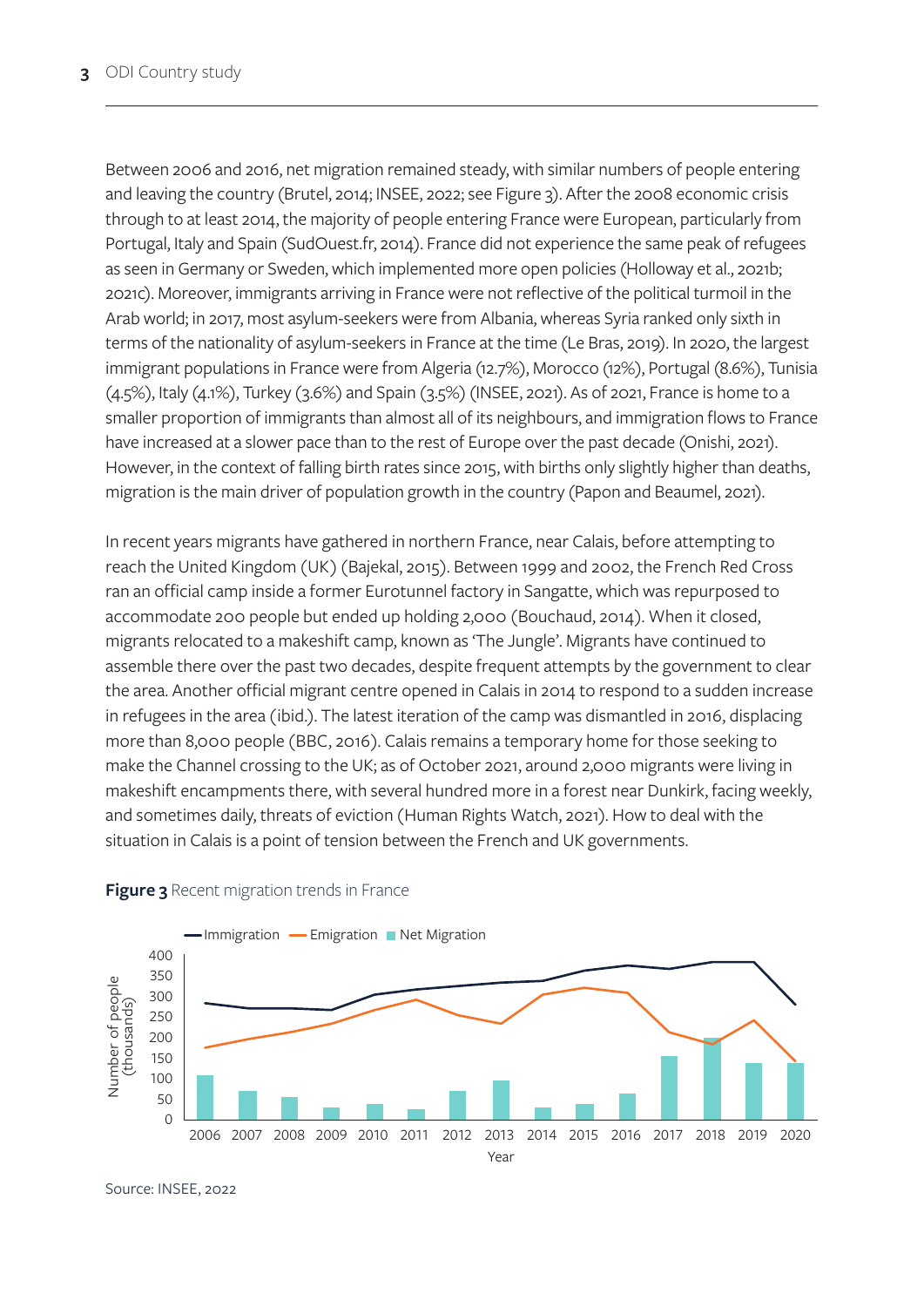Between 2006 and 2016, net migration remained steady, with similar numbers of people entering and leaving the country (Brutel, 2014; INSEE, 2022; see Figure 3). After the 2008 economic crisis through to at least 2014, the majority of people entering France were European, particularly from Portugal, Italy and Spain (SudOuest.fr, 2014). France did not experience the same peak of refugees as seen in Germany or Sweden, which implemented more open policies (Holloway et al., 2021b; 2021c). Moreover, immigrants arriving in France were not reflective of the political turmoil in the Arab world; in 2017, most asylum-seekers were from Albania, whereas Syria ranked only sixth in terms of the nationality of asylum-seekers in France at the time (Le Bras, 2019). In 2020, the largest immigrant populations in France were from Algeria (12.7%), Morocco (12%), Portugal (8.6%), Tunisia (4.5%), Italy (4.1%), Turkey (3.6%) and Spain (3.5%) (INSEE, 2021). As of 2021, France is home to a smaller proportion of immigrants than almost all of its neighbours, and immigration flows to France have increased at a slower pace than to the rest of Europe over the past decade (Onishi, 2021). However, in the context of falling birth rates since 2015, with births only slightly higher than deaths, migration is the main driver of population growth in the country (Papon and Beaumel, 2021).

In recent years migrants have gathered in northern France, near Calais, before attempting to reach the United Kingdom (UK) (Bajekal, 2015). Between 1999 and 2002, the French Red Cross ran an official camp inside a former Eurotunnel factory in Sangatte, which was repurposed to accommodate 200 people but ended up holding 2,000 (Bouchaud, 2014). When it closed, migrants relocated to a makeshift camp, known as 'The Jungle'. Migrants have continued to assemble there over the past two decades, despite frequent attempts by the government to clear the area. Another official migrant centre opened in Calais in 2014 to respond to a sudden increase in refugees in the area (ibid.). The latest iteration of the camp was dismantled in 2016, displacing more than 8,000 people (BBC, 2016). Calais remains a temporary home for those seeking to make the Channel crossing to the UK; as of October 2021, around 2,000 migrants were living in makeshift encampments there, with several hundred more in a forest near Dunkirk, facing weekly, and sometimes daily, threats of eviction (Human Rights Watch, 2021). How to deal with the situation in Calais is a point of tension between the French and UK governments.

**Figure 3** Recent migration trends in France

Source: INSEE, 2022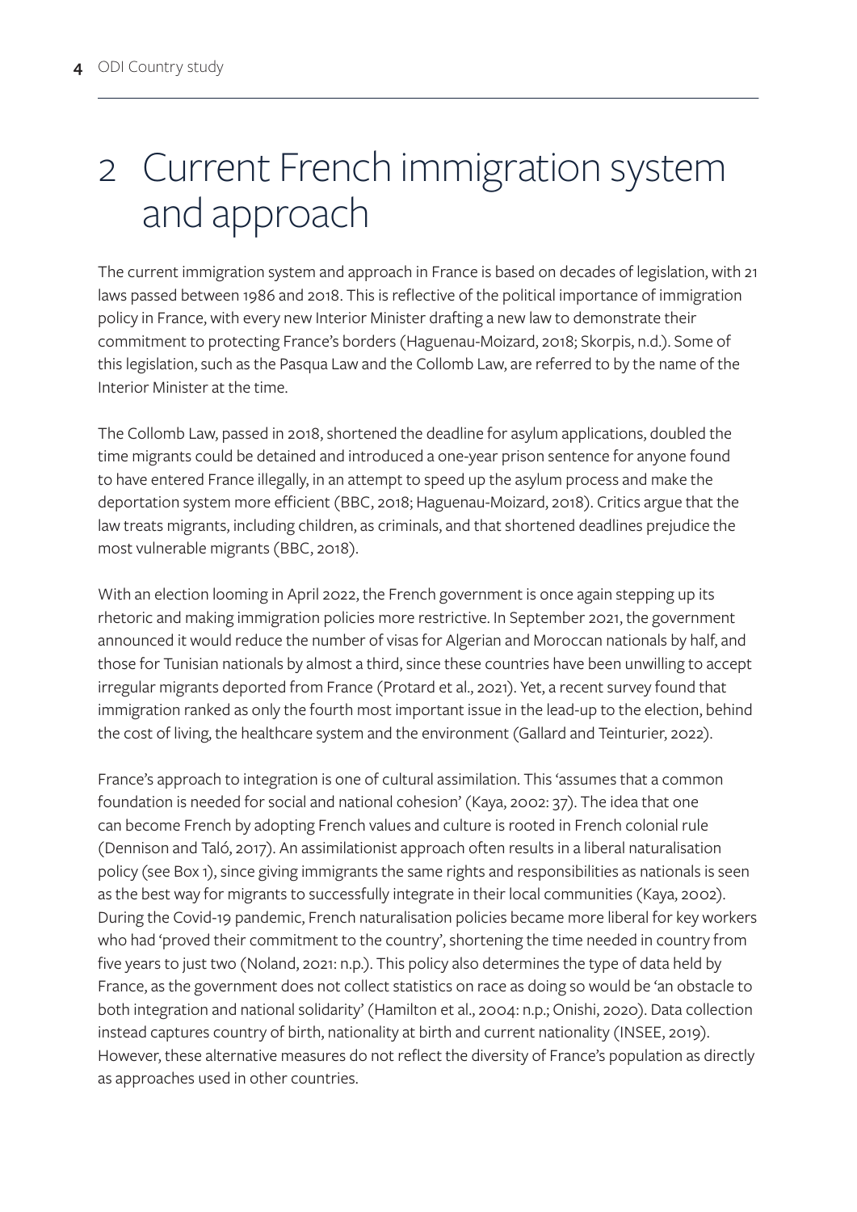# 2 Current French immigration system and approach

The current immigration system and approach in France is based on decades of legislation, with 21 laws passed between 1986 and 2018. This is reflective of the political importance of immigration policy in France, with every new Interior Minister drafting a new law to demonstrate their commitment to protecting France's borders (Haguenau-Moizard, 2018; Skorpis, n.d.). Some of this legislation, such as the Pasqua Law and the Collomb Law, are referred to by the name of the Interior Minister at the time.

The Collomb Law, passed in 2018, shortened the deadline for asylum applications, doubled the time migrants could be detained and introduced a one-year prison sentence for anyone found to have entered France illegally, in an attempt to speed up the asylum process and make the deportation system more efficient (BBC, 2018; Haguenau-Moizard, 2018). Critics argue that the law treats migrants, including children, as criminals, and that shortened deadlines prejudice the most vulnerable migrants (BBC, 2018).

With an election looming in April 2022, the French government is once again stepping up its rhetoric and making immigration policies more restrictive. In September 2021, the government announced it would reduce the number of visas for Algerian and Moroccan nationals by half, and those for Tunisian nationals by almost a third, since these countries have been unwilling to accept irregular migrants deported from France (Protard et al., 2021). Yet, a recent survey found that immigration ranked as only the fourth most important issue in the lead-up to the election, behind the cost of living, the healthcare system and the environment (Gallard and Teinturier, 2022).

France's approach to integration is one of cultural assimilation. This 'assumes that a common foundation is needed for social and national cohesion' (Kaya, 2002: 37). The idea that one can become French by adopting French values and culture is rooted in French colonial rule (Dennison and Taló, 2017). An assimilationist approach often results in a liberal naturalisation policy (see Box 1), since giving immigrants the same rights and responsibilities as nationals is seen as the best way for migrants to successfully integrate in their local communities (Kaya, 2002). During the Covid-19 pandemic, French naturalisation policies became more liberal for key workers who had 'proved their commitment to the country', shortening the time needed in country from five years to just two (Noland, 2021: n.p.). This policy also determines the type of data held by France, as the government does not collect statistics on race as doing so would be 'an obstacle to both integration and national solidarity' (Hamilton et al., 2004: n.p.; Onishi, 2020). Data collection instead captures country of birth, nationality at birth and current nationality (INSEE, 2019). However, these alternative measures do not reflect the diversity of France's population as directly as approaches used in other countries.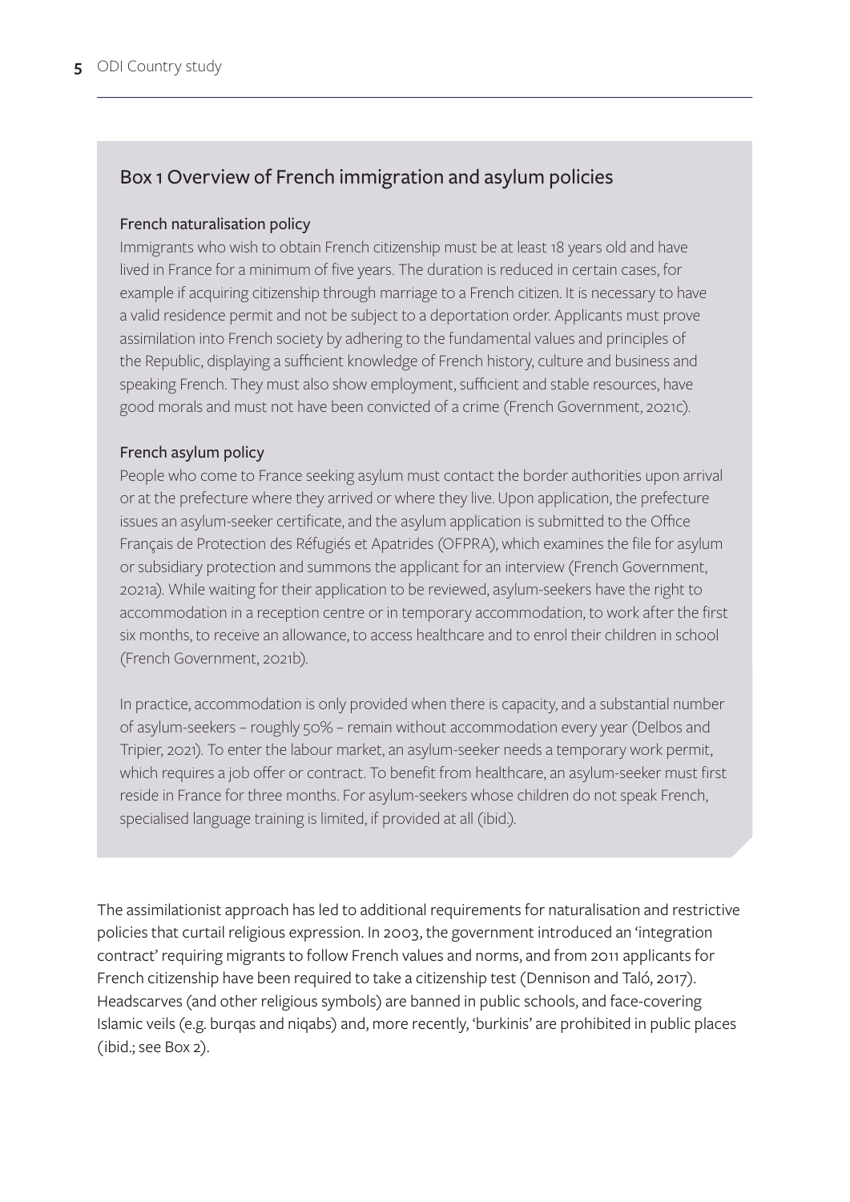## Box 1 Overview of French immigration and asylum policies

### French naturalisation policy

Immigrants who wish to obtain French citizenship must be at least 18 years old and have lived in France for a minimum of five years. The duration is reduced in certain cases, for example if acquiring citizenship through marriage to a French citizen. It is necessary to have a valid residence permit and not be subject to a deportation order. Applicants must prove assimilation into French society by adhering to the fundamental values and principles of the Republic, displaying a sufficient knowledge of French history, culture and business and speaking French. They must also show employment, sufficient and stable resources, have good morals and must not have been convicted of a crime (French Government, 2021c).

### French asylum policy

People who come to France seeking asylum must contact the border authorities upon arrival or at the prefecture where they arrived or where they live. Upon application, the prefecture issues an asylum-seeker certificate, and the asylum application is submitted to the Office Français de Protection des Réfugiés et Apatrides (OFPRA), which examines the file for asylum or subsidiary protection and summons the applicant for an interview (French Government, 2021a). While waiting for their application to be reviewed, asylum-seekers have the right to accommodation in a reception centre or in temporary accommodation, to work after the first six months, to receive an allowance, to access healthcare and to enrol their children in school (French Government, 2021b).

In practice, accommodation is only provided when there is capacity, and a substantial number of asylum-seekers – roughly 50% – remain without accommodation every year (Delbos and Tripier, 2021). To enter the labour market, an asylum-seeker needs a temporary work permit, which requires a job offer or contract. To benefit from healthcare, an asylum-seeker must first reside in France for three months. For asylum-seekers whose children do not speak French, specialised language training is limited, if provided at all (ibid.).

The assimilationist approach has led to additional requirements for naturalisation and restrictive policies that curtail religious expression. In 2003, the government introduced an 'integration contract' requiring migrants to follow French values and norms, and from 2011 applicants for French citizenship have been required to take a citizenship test (Dennison and Taló, 2017). Headscarves (and other religious symbols) are banned in public schools, and face-covering Islamic veils (e.g. burqas and niqabs) and, more recently, 'burkinis' are prohibited in public places (ibid.; see Box 2).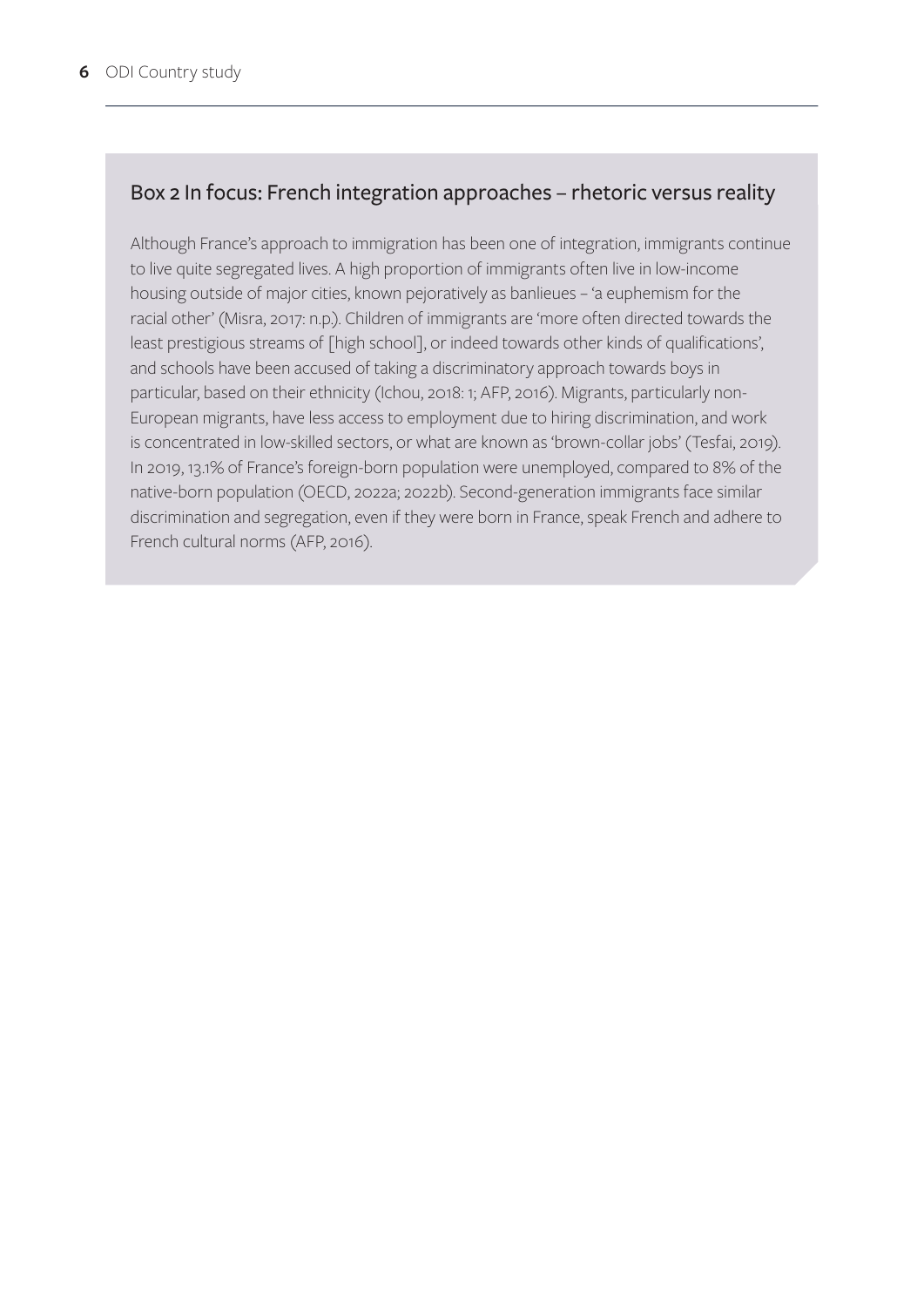### Box 2 In focus: French integration approaches – rhetoric versus reality

Although France's approach to immigration has been one of integration, immigrants continue to live quite segregated lives. A high proportion of immigrants often live in low-income housing outside of major cities, known pejoratively as banlieues – 'a euphemism for the racial other' (Misra, 2017: n.p.). Children of immigrants are 'more often directed towards the least prestigious streams of [high school], or indeed towards other kinds of qualifications', and schools have been accused of taking a discriminatory approach towards boys in particular, based on their ethnicity (Ichou, 2018: 1; AFP, 2016). Migrants, particularly non-European migrants, have less access to employment due to hiring discrimination, and work is concentrated in low-skilled sectors, or what are known as 'brown-collar jobs' (Tesfai, 2019). In 2019, 13.1% of France's foreign-born population were unemployed, compared to 8% of the native-born population (OECD, 2022a; 2022b). Second-generation immigrants face similar discrimination and segregation, even if they were born in France, speak French and adhere to French cultural norms (AFP, 2016).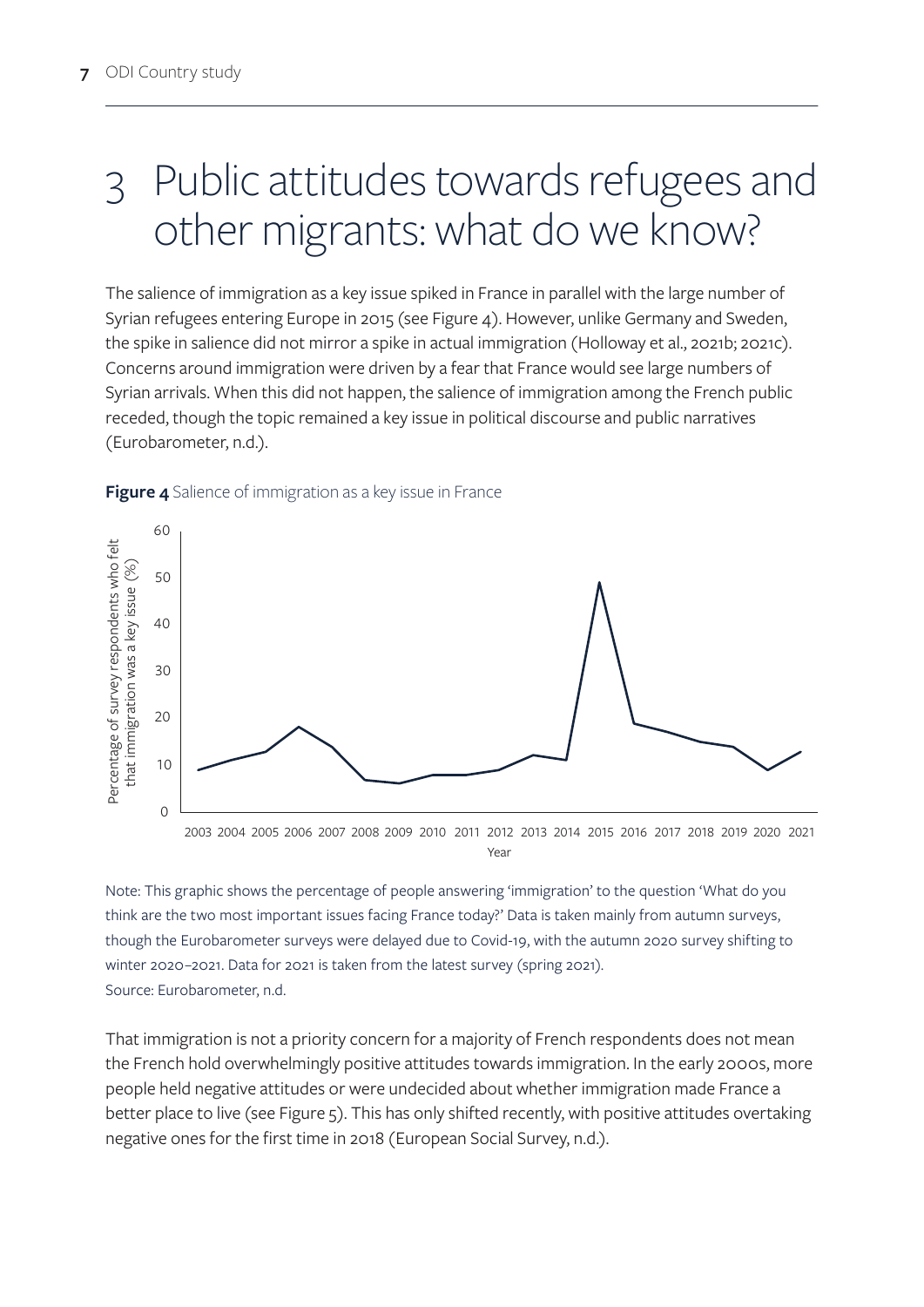# 3 Public attitudes towards refugees and other migrants: what do we know?

The salience of immigration as a key issue spiked in France in parallel with the large number of Syrian refugees entering Europe in 2015 (see Figure 4). However, unlike Germany and Sweden, the spike in salience did not mirror a spike in actual immigration (Holloway et al., 2021b; 2021c). Concerns around immigration were driven by a fear that France would see large numbers of Syrian arrivals. When this did not happen, the salience of immigration among the French public receded, though the topic remained a key issue in political discourse and public narratives (Eurobarometer, n.d.).

**Figure 4** Salience of immigration as a key issue in France

Note: This graphic shows the percentage of people answering 'immigration' to the question 'What do you think are the two most important issues facing France today?' Data is taken mainly from autumn surveys, though the Eurobarometer surveys were delayed due to Covid-19, with the autumn 2020 survey shifting to winter 2020–2021. Data for 2021 is taken from the latest survey (spring 2021).
Source: Eurobarometer, n.d.

That immigration is not a priority concern for a majority of French respondents does not mean the French hold overwhelmingly positive attitudes towards immigration. In the early 2000s, more people held negative attitudes or were undecided about whether immigration made France a better place to live (see Figure 5). This has only shifted recently, with positive attitudes overtaking negative ones for the first time in 2018 (European Social Survey, n.d.).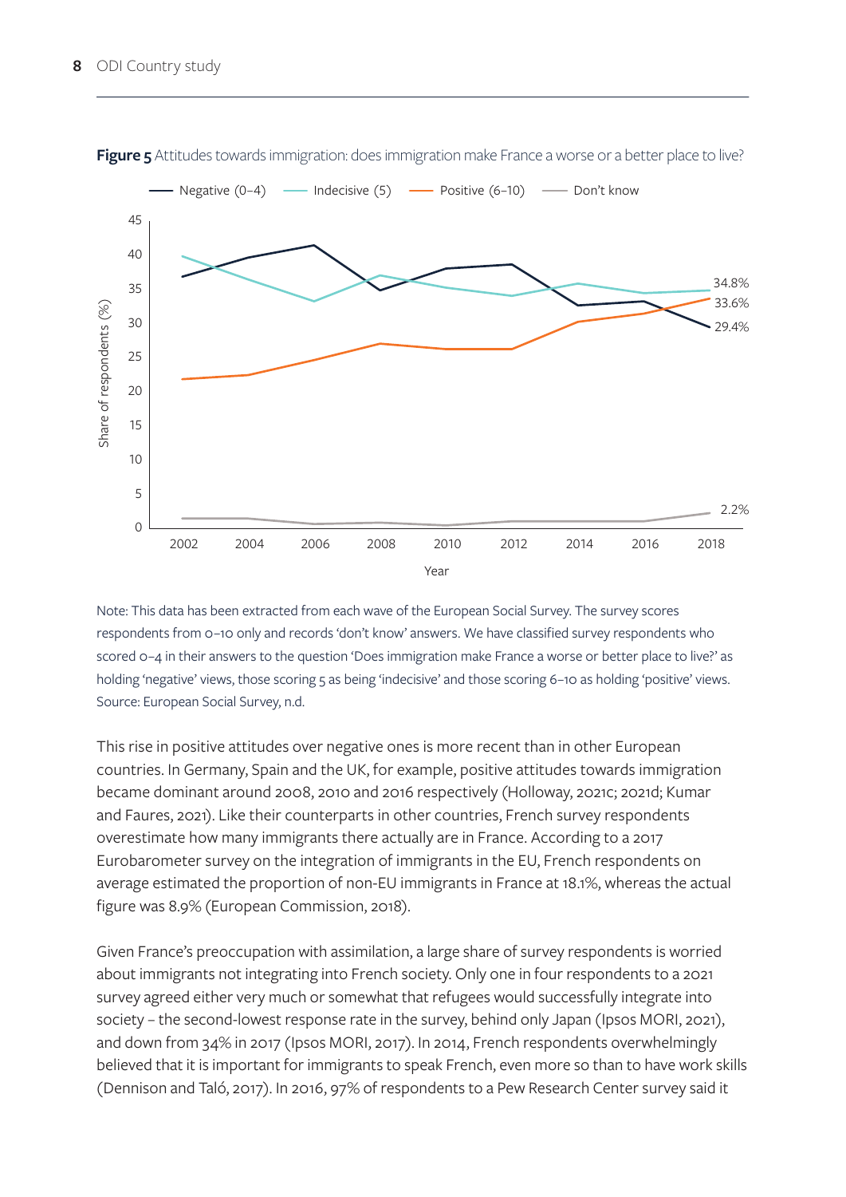**Figure 5** Attitudes towards immigration: does immigration make France a worse or a better place to live?

Note: This data has been extracted from each wave of the European Social Survey. The survey scores respondents from 0–10 only and records 'don't know' answers. We have classified survey respondents who scored 0–4 in their answers to the question 'Does immigration make France a worse or better place to live?' as holding 'negative' views, those scoring 5 as being 'indecisive' and those scoring 6–10 as holding 'positive' views.
Source: European Social Survey, n.d.

This rise in positive attitudes over negative ones is more recent than in other European countries. In Germany, Spain and the UK, for example, positive attitudes towards immigration became dominant around 2008, 2010 and 2016 respectively (Holloway, 2021c; 2021d; Kumar and Faures, 2021). Like their counterparts in other countries, French survey respondents overestimate how many immigrants there actually are in France. According to a 2017 Eurobarometer survey on the integration of immigrants in the EU, French respondents on average estimated the proportion of non-EU immigrants in France at 18.1%, whereas the actual figure was 8.9% (European Commission, 2018).

Given France's preoccupation with assimilation, a large share of survey respondents is worried about immigrants not integrating into French society. Only one in four respondents to a 2021 survey agreed either very much or somewhat that refugees would successfully integrate into society – the second-lowest response rate in the survey, behind only Japan (Ipsos MORI, 2021), and down from 34% in 2017 (Ipsos MORI, 2017). In 2014, French respondents overwhelmingly believed that it is important for immigrants to speak French, even more so than to have work skills (Dennison and Taló, 2017). In 2016, 97% of respondents to a Pew Research Center survey said it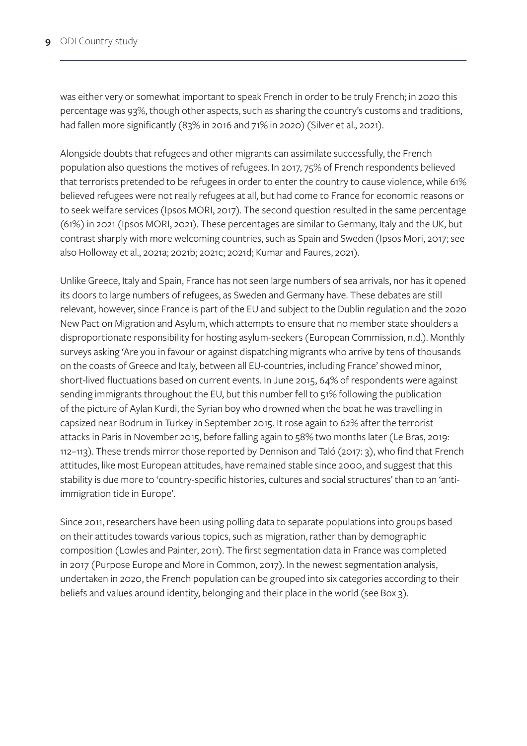was either very or somewhat important to speak French in order to be truly French; in 2020 this percentage was 93%, though other aspects, such as sharing the country's customs and traditions, had fallen more significantly (83% in 2016 and 71% in 2020) (Silver et al., 2021).

Alongside doubts that refugees and other migrants can assimilate successfully, the French population also questions the motives of refugees. In 2017, 75% of French respondents believed that terrorists pretended to be refugees in order to enter the country to cause violence, while 61% believed refugees were not really refugees at all, but had come to France for economic reasons or to seek welfare services (Ipsos MORI, 2017). The second question resulted in the same percentage (61%) in 2021 (Ipsos MORI, 2021). These percentages are similar to Germany, Italy and the UK, but contrast sharply with more welcoming countries, such as Spain and Sweden (Ipsos Mori, 2017; see also Holloway et al., 2021a; 2021b; 2021c; 2021d; Kumar and Faures, 2021).

Unlike Greece, Italy and Spain, France has not seen large numbers of sea arrivals, nor has it opened its doors to large numbers of refugees, as Sweden and Germany have. These debates are still relevant, however, since France is part of the EU and subject to the Dublin regulation and the 2020 New Pact on Migration and Asylum, which attempts to ensure that no member state shoulders a disproportionate responsibility for hosting asylum-seekers (European Commission, n.d.). Monthly surveys asking 'Are you in favour or against dispatching migrants who arrive by tens of thousands on the coasts of Greece and Italy, between all EU-countries, including France' showed minor, short-lived fluctuations based on current events. In June 2015, 64% of respondents were against sending immigrants throughout the EU, but this number fell to 51% following the publication of the picture of Aylan Kurdi, the Syrian boy who drowned when the boat he was travelling in capsized near Bodrum in Turkey in September 2015. It rose again to 62% after the terrorist attacks in Paris in November 2015, before falling again to 58% two months later (Le Bras, 2019: 112–113). These trends mirror those reported by Dennison and Taló (2017: 3), who find that French attitudes, like most European attitudes, have remained stable since 2000, and suggest that this stability is due more to 'country-specific histories, cultures and social structures' than to an 'anti-immigration tide in Europe'.

Since 2011, researchers have been using polling data to separate populations into groups based on their attitudes towards various topics, such as migration, rather than by demographic composition (Lowles and Painter, 2011). The first segmentation data in France was completed in 2017 (Purpose Europe and More in Common, 2017). In the newest segmentation analysis, undertaken in 2020, the French population can be grouped into six categories according to their beliefs and values around identity, belonging and their place in the world (see Box 3).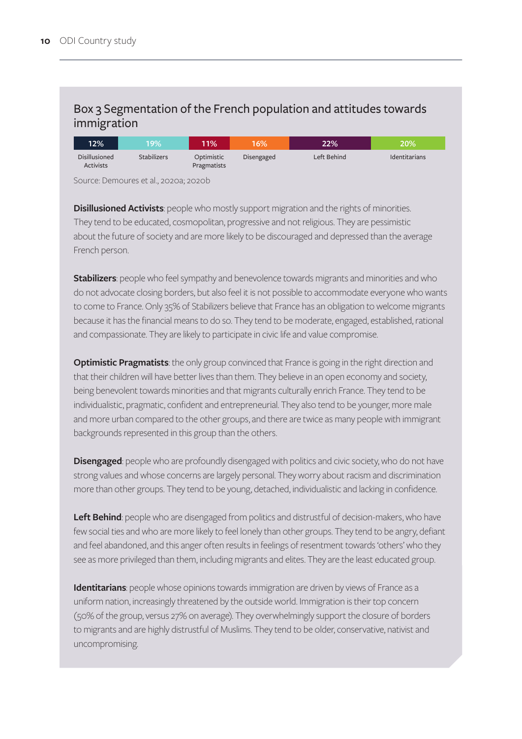## Box 3 Segmentation of the French population and attitudes towards immigration

| 12% | 19% | 11% | 16% | 22% | 20% |
|---|---|---|---|---|---|
| Disillusioned Activists | Stabilizers | Optimistic Pragmatists | Disengaged | Left Behind | Identitarians |

Source: Demoures et al., 2020a; 2020b

**Disillusioned Activists**: people who mostly support migration and the rights of minorities. They tend to be educated, cosmopolitan, progressive and not religious. They are pessimistic about the future of society and are more likely to be discouraged and depressed than the average French person.

**Stabilizers**: people who feel sympathy and benevolence towards migrants and minorities and who do not advocate closing borders, but also feel it is not possible to accommodate everyone who wants to come to France. Only 35% of Stabilizers believe that France has an obligation to welcome migrants because it has the financial means to do so. They tend to be moderate, engaged, established, rational and compassionate. They are likely to participate in civic life and value compromise.

**Optimistic Pragmatists**: the only group convinced that France is going in the right direction and that their children will have better lives than them. They believe in an open economy and society, being benevolent towards minorities and that migrants culturally enrich France. They tend to be individualistic, pragmatic, confident and entrepreneurial. They also tend to be younger, more male and more urban compared to the other groups, and there are twice as many people with immigrant backgrounds represented in this group than the others.

**Disengaged**: people who are profoundly disengaged with politics and civic society, who do not have strong values and whose concerns are largely personal. They worry about racism and discrimination more than other groups. They tend to be young, detached, individualistic and lacking in confidence.

**Left Behind**: people who are disengaged from politics and distrustful of decision-makers, who have few social ties and who are more likely to feel lonely than other groups. They tend to be angry, defiant and feel abandoned, and this anger often results in feelings of resentment towards 'others' who they see as more privileged than them, including migrants and elites. They are the least educated group.

**Identitarians**: people whose opinions towards immigration are driven by views of France as a uniform nation, increasingly threatened by the outside world. Immigration is their top concern (50% of the group, versus 27% on average). They overwhelmingly support the closure of borders to migrants and are highly distrustful of Muslims. They tend to be older, conservative, nativist and uncompromising.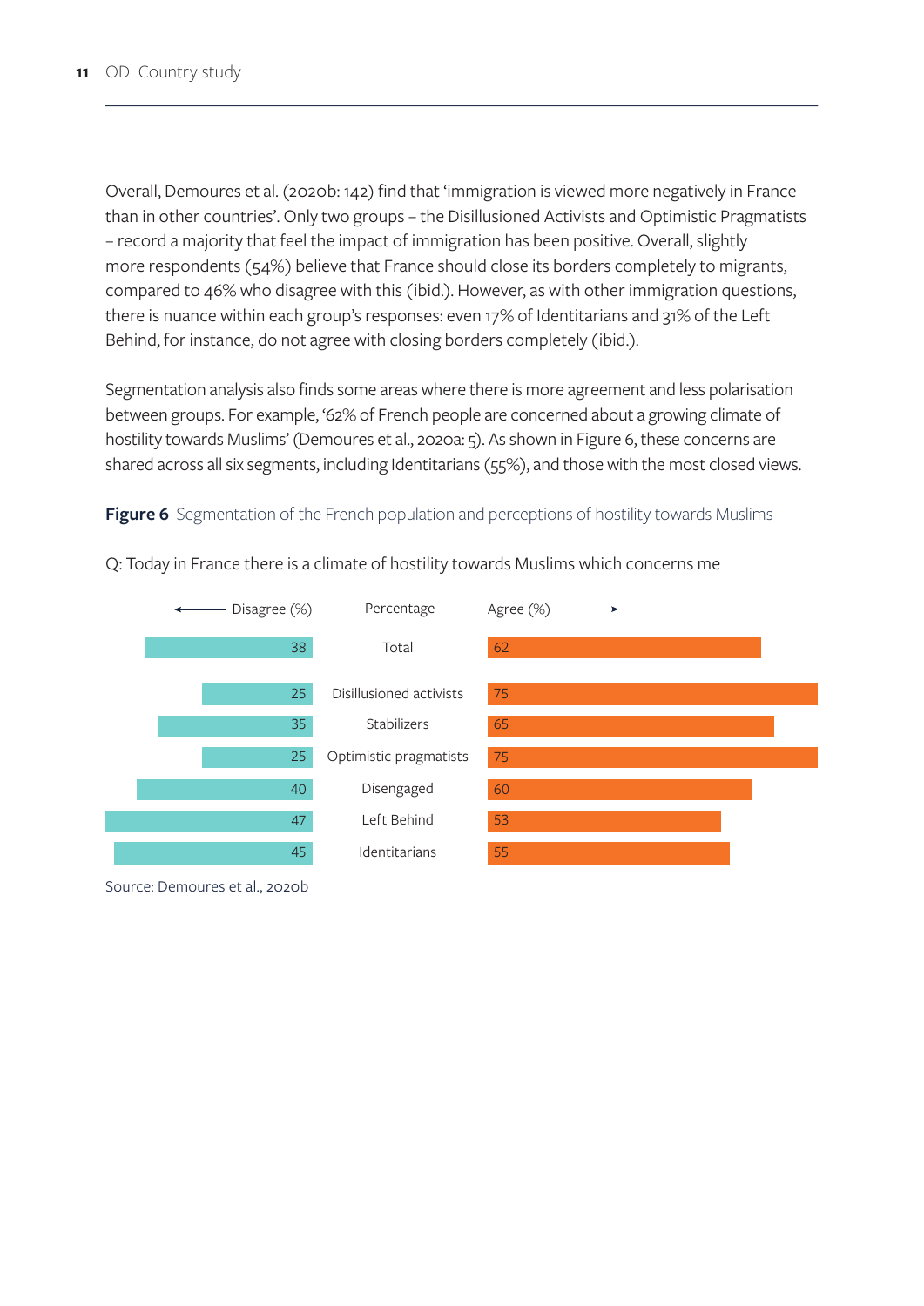Overall, Demoures et al. (2020b: 142) find that 'immigration is viewed more negatively in France than in other countries'. Only two groups – the Disillusioned Activists and Optimistic Pragmatists – record a majority that feel the impact of immigration has been positive. Overall, slightly more respondents (54%) believe that France should close its borders completely to migrants, compared to 46% who disagree with this (ibid.). However, as with other immigration questions, there is nuance within each group's responses: even 17% of Identitarians and 31% of the Left Behind, for instance, do not agree with closing borders completely (ibid.).

Segmentation analysis also finds some areas where there is more agreement and less polarisation between groups. For example, '62% of French people are concerned about a growing climate of hostility towards Muslims' (Demoures et al., 2020a: 5). As shown in Figure 6, these concerns are shared across all six segments, including Identitarians (55%), and those with the most closed views.

**Figure 6** Segmentation of the French population and perceptions of hostility towards Muslims

Q: Today in France there is a climate of hostility towards Muslims which concerns me

| Disagree (%) | Percentage | Agree (%) |
|---|---|---|
| 38 | Total | 62 |
| 25 | Disillusioned activists | 75 |
| 35 | Stabilizers | 65 |
| 25 | Optimistic pragmatists | 75 |
| 40 | Disengaged | 60 |
| 47 | Left Behind | 53 |
| 45 | Identitarians | 55 |

Source: Demoures et al., 2020b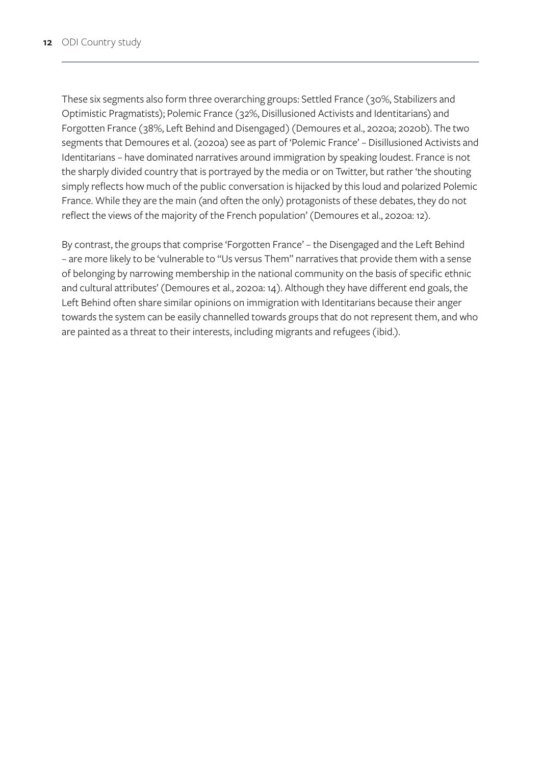These six segments also form three overarching groups: Settled France (30%, Stabilizers and Optimistic Pragmatists); Polemic France (32%, Disillusioned Activists and Identitarians) and Forgotten France (38%, Left Behind and Disengaged) (Demoures et al., 2020a; 2020b). The two segments that Demoures et al. (2020a) see as part of 'Polemic France' – Disillusioned Activists and Identitarians – have dominated narratives around immigration by speaking loudest. France is not the sharply divided country that is portrayed by the media or on Twitter, but rather 'the shouting simply reflects how much of the public conversation is hijacked by this loud and polarized Polemic France. While they are the main (and often the only) protagonists of these debates, they do not reflect the views of the majority of the French population' (Demoures et al., 2020a: 12).

By contrast, the groups that comprise 'Forgotten France' – the Disengaged and the Left Behind – are more likely to be 'vulnerable to "Us versus Them" narratives that provide them with a sense of belonging by narrowing membership in the national community on the basis of specific ethnic and cultural attributes' (Demoures et al., 2020a: 14). Although they have different end goals, the Left Behind often share similar opinions on immigration with Identitarians because their anger towards the system can be easily channelled towards groups that do not represent them, and who are painted as a threat to their interests, including migrants and refugees (ibid.).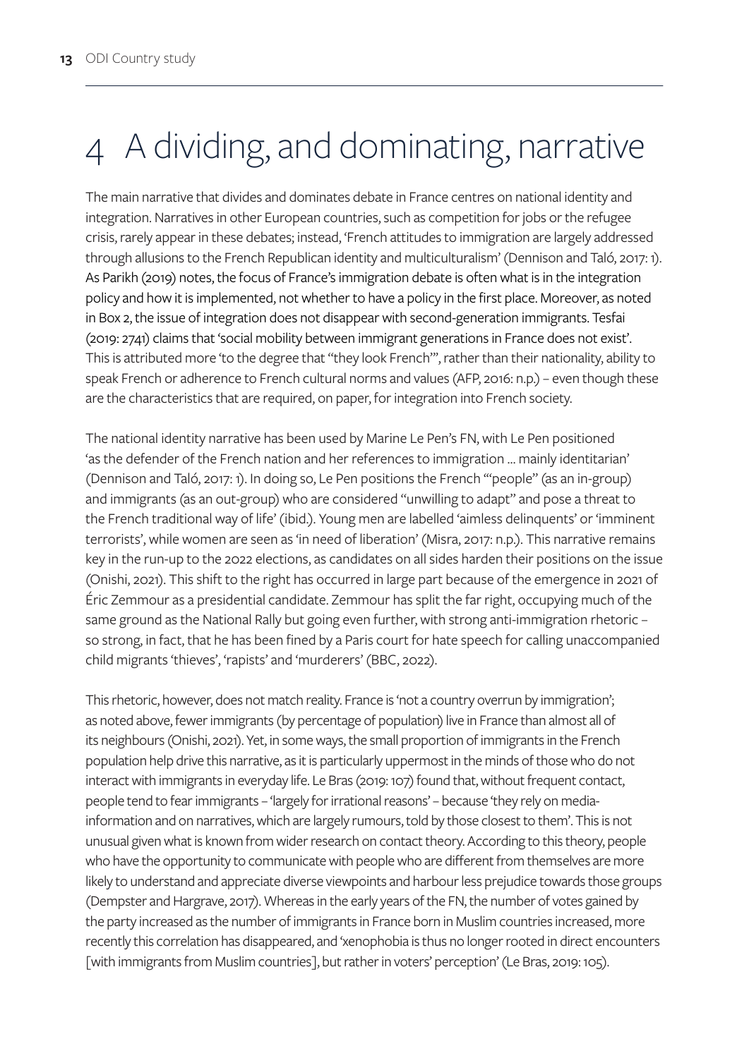# 4 A dividing, and dominating, narrative

The main narrative that divides and dominates debate in France centres on national identity and integration. Narratives in other European countries, such as competition for jobs or the refugee crisis, rarely appear in these debates; instead, 'French attitudes to immigration are largely addressed through allusions to the French Republican identity and multiculturalism' (Dennison and Taló, 2017: 1). As Parikh (2019) notes, the focus of France's immigration debate is often what is in the integration policy and how it is implemented, not whether to have a policy in the first place. Moreover, as noted in Box 2, the issue of integration does not disappear with second-generation immigrants. Tesfai (2019: 2741) claims that 'social mobility between immigrant generations in France does not exist'. This is attributed more 'to the degree that "they look French"', rather than their nationality, ability to speak French or adherence to French cultural norms and values (AFP, 2016: n.p.) – even though these are the characteristics that are required, on paper, for integration into French society.

The national identity narrative has been used by Marine Le Pen's FN, with Le Pen positioned 'as the defender of the French nation and her references to immigration … mainly identitarian' (Dennison and Taló, 2017: 1). In doing so, Le Pen positions the French '"people" (as an in-group) and immigrants (as an out-group) who are considered "unwilling to adapt" and pose a threat to the French traditional way of life' (ibid.). Young men are labelled 'aimless delinquents' or 'imminent terrorists', while women are seen as 'in need of liberation' (Misra, 2017: n.p.). This narrative remains key in the run-up to the 2022 elections, as candidates on all sides harden their positions on the issue (Onishi, 2021). This shift to the right has occurred in large part because of the emergence in 2021 of Éric Zemmour as a presidential candidate. Zemmour has split the far right, occupying much of the same ground as the National Rally but going even further, with strong anti-immigration rhetoric – so strong, in fact, that he has been fined by a Paris court for hate speech for calling unaccompanied child migrants 'thieves', 'rapists' and 'murderers' (BBC, 2022).

This rhetoric, however, does not match reality. France is 'not a country overrun by immigration'; as noted above, fewer immigrants (by percentage of population) live in France than almost all of its neighbours (Onishi, 2021). Yet, in some ways, the small proportion of immigrants in the French population help drive this narrative, as it is particularly uppermost in the minds of those who do not interact with immigrants in everyday life. Le Bras (2019: 107) found that, without frequent contact, people tend to fear immigrants – 'largely for irrational reasons' – because 'they rely on media-information and on narratives, which are largely rumours, told by those closest to them'. This is not unusual given what is known from wider research on contact theory. According to this theory, people who have the opportunity to communicate with people who are different from themselves are more likely to understand and appreciate diverse viewpoints and harbour less prejudice towards those groups (Dempster and Hargrave, 2017). Whereas in the early years of the FN, the number of votes gained by the party increased as the number of immigrants in France born in Muslim countries increased, more recently this correlation has disappeared, and 'xenophobia is thus no longer rooted in direct encounters [with immigrants from Muslim countries], but rather in voters' perception' (Le Bras, 2019: 105).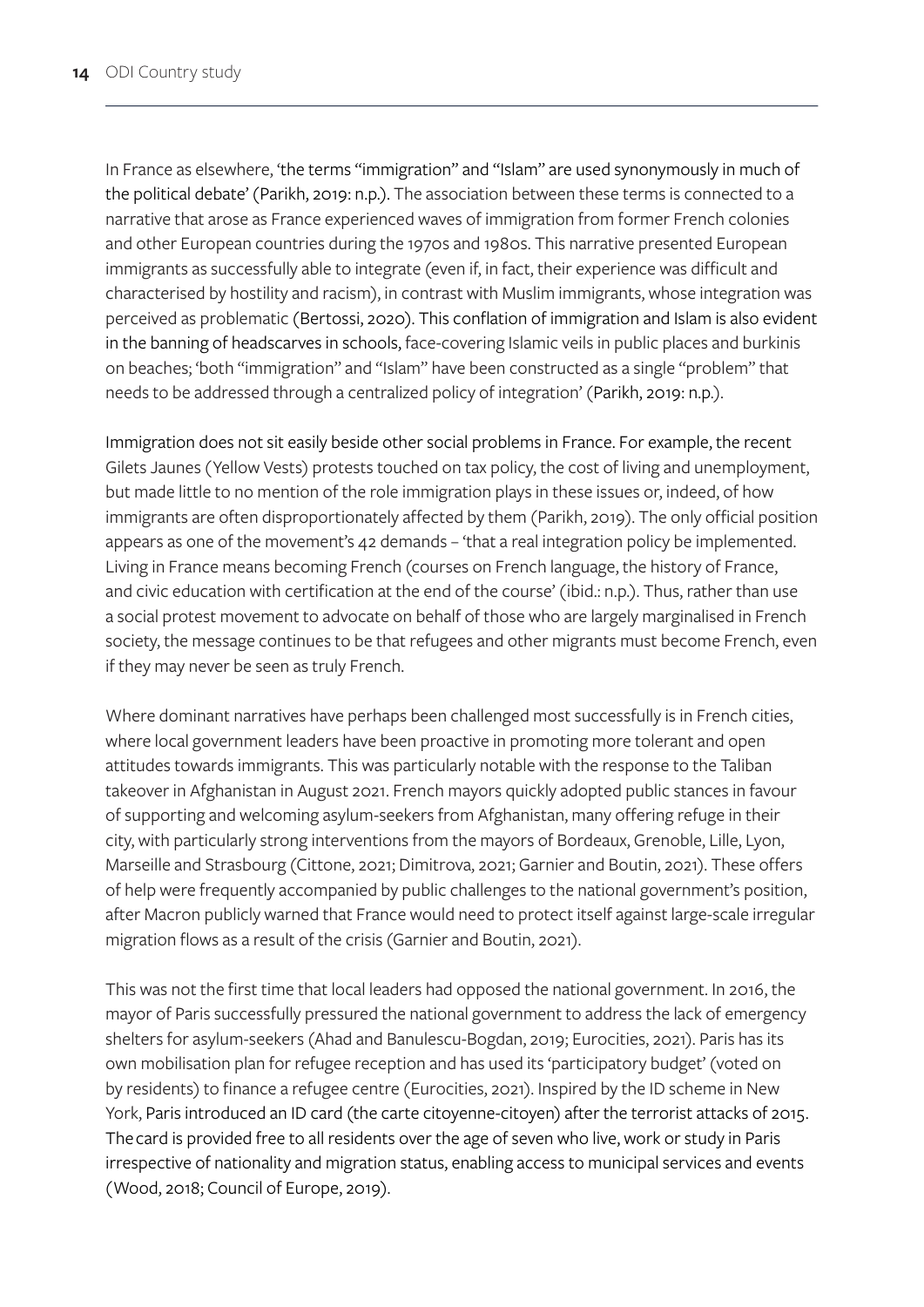In France as elsewhere, 'the terms "immigration" and "Islam" are used synonymously in much of the political debate' (Parikh, 2019: n.p.). The association between these terms is connected to a narrative that arose as France experienced waves of immigration from former French colonies and other European countries during the 1970s and 1980s. This narrative presented European immigrants as successfully able to integrate (even if, in fact, their experience was difficult and characterised by hostility and racism), in contrast with Muslim immigrants, whose integration was perceived as problematic (Bertossi, 2020). This conflation of immigration and Islam is also evident in the banning of headscarves in schools, face-covering Islamic veils in public places and burkinis on beaches; 'both "immigration" and "Islam" have been constructed as a single "problem" that needs to be addressed through a centralized policy of integration' (Parikh, 2019: n.p.).

Immigration does not sit easily beside other social problems in France. For example, the recent Gilets Jaunes (Yellow Vests) protests touched on tax policy, the cost of living and unemployment, but made little to no mention of the role immigration plays in these issues or, indeed, of how immigrants are often disproportionately affected by them (Parikh, 2019). The only official position appears as one of the movement's 42 demands – 'that a real integration policy be implemented. Living in France means becoming French (courses on French language, the history of France, and civic education with certification at the end of the course' (ibid.: n.p.). Thus, rather than use a social protest movement to advocate on behalf of those who are largely marginalised in French society, the message continues to be that refugees and other migrants must become French, even if they may never be seen as truly French.

Where dominant narratives have perhaps been challenged most successfully is in French cities, where local government leaders have been proactive in promoting more tolerant and open attitudes towards immigrants. This was particularly notable with the response to the Taliban takeover in Afghanistan in August 2021. French mayors quickly adopted public stances in favour of supporting and welcoming asylum-seekers from Afghanistan, many offering refuge in their city, with particularly strong interventions from the mayors of Bordeaux, Grenoble, Lille, Lyon, Marseille and Strasbourg (Cittone, 2021; Dimitrova, 2021; Garnier and Boutin, 2021). These offers of help were frequently accompanied by public challenges to the national government's position, after Macron publicly warned that France would need to protect itself against large-scale irregular migration flows as a result of the crisis (Garnier and Boutin, 2021).

This was not the first time that local leaders had opposed the national government. In 2016, the mayor of Paris successfully pressured the national government to address the lack of emergency shelters for asylum-seekers (Ahad and Banulescu-Bogdan, 2019; Eurocities, 2021). Paris has its own mobilisation plan for refugee reception and has used its 'participatory budget' (voted on by residents) to finance a refugee centre (Eurocities, 2021). Inspired by the ID scheme in New York, Paris introduced an ID card (the carte citoyenne-citoyen) after the terrorist attacks of 2015. The card is provided free to all residents over the age of seven who live, work or study in Paris irrespective of nationality and migration status, enabling access to municipal services and events (Wood, 2018; Council of Europe, 2019).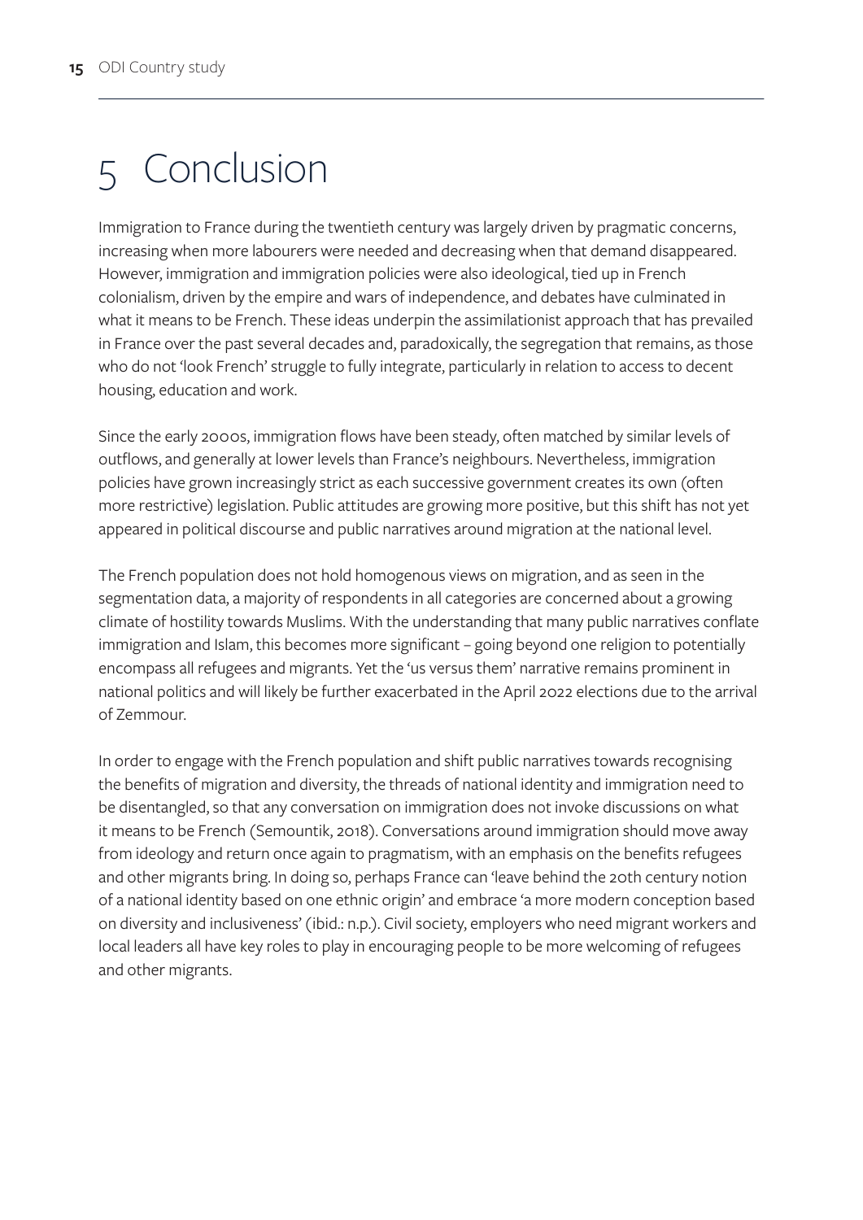# 5 Conclusion

Immigration to France during the twentieth century was largely driven by pragmatic concerns, increasing when more labourers were needed and decreasing when that demand disappeared. However, immigration and immigration policies were also ideological, tied up in French colonialism, driven by the empire and wars of independence, and debates have culminated in what it means to be French. These ideas underpin the assimilationist approach that has prevailed in France over the past several decades and, paradoxically, the segregation that remains, as those who do not 'look French' struggle to fully integrate, particularly in relation to access to decent housing, education and work.

Since the early 2000s, immigration flows have been steady, often matched by similar levels of outflows, and generally at lower levels than France's neighbours. Nevertheless, immigration policies have grown increasingly strict as each successive government creates its own (often more restrictive) legislation. Public attitudes are growing more positive, but this shift has not yet appeared in political discourse and public narratives around migration at the national level.

The French population does not hold homogenous views on migration, and as seen in the segmentation data, a majority of respondents in all categories are concerned about a growing climate of hostility towards Muslims. With the understanding that many public narratives conflate immigration and Islam, this becomes more significant – going beyond one religion to potentially encompass all refugees and migrants. Yet the 'us versus them' narrative remains prominent in national politics and will likely be further exacerbated in the April 2022 elections due to the arrival of Zemmour.

In order to engage with the French population and shift public narratives towards recognising the benefits of migration and diversity, the threads of national identity and immigration need to be disentangled, so that any conversation on immigration does not invoke discussions on what it means to be French (Semountik, 2018). Conversations around immigration should move away from ideology and return once again to pragmatism, with an emphasis on the benefits refugees and other migrants bring. In doing so, perhaps France can 'leave behind the 20th century notion of a national identity based on one ethnic origin' and embrace 'a more modern conception based on diversity and inclusiveness' (ibid.: n.p.). Civil society, employers who need migrant workers and local leaders all have key roles to play in encouraging people to be more welcoming of refugees and other migrants.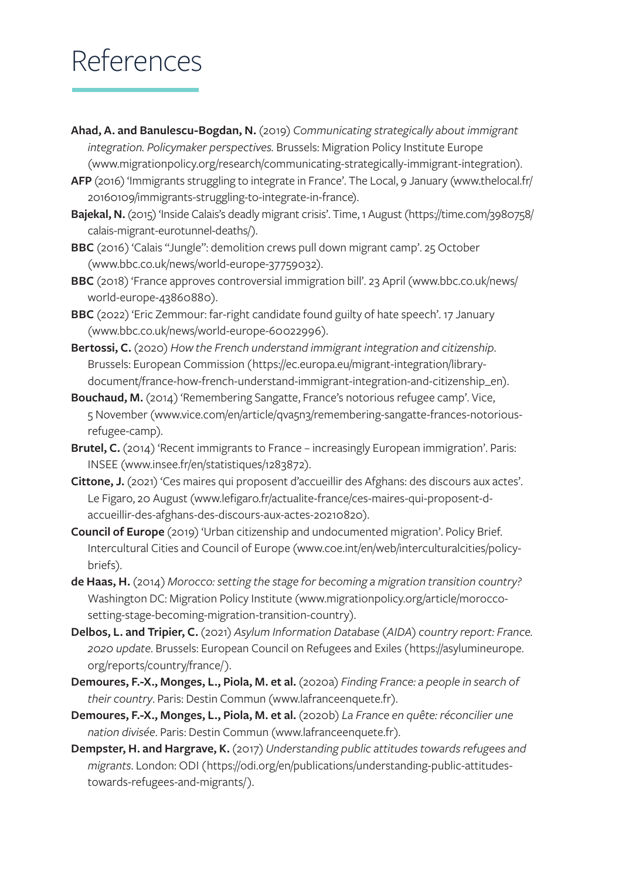# References

**Ahad, A. and Banulescu-Bogdan, N.** (2019) *Communicating strategically about immigrant integration. Policymaker perspectives.* Brussels: Migration Policy Institute Europe (www.migrationpolicy.org/research/communicating-strategically-immigrant-integration).

**AFP** (2016) 'Immigrants struggling to integrate in France'. The Local, 9 January (www.thelocal.fr/20160109/immigrants-struggling-to-integrate-in-france).

**Bajekal, N.** (2015) 'Inside Calais's deadly migrant crisis'. Time, 1 August (https://time.com/3980758/calais-migrant-eurotunnel-deaths/).

**BBC** (2016) 'Calais "Jungle": demolition crews pull down migrant camp'. 25 October (www.bbc.co.uk/news/world-europe-37759032).

**BBC** (2018) 'France approves controversial immigration bill'. 23 April (www.bbc.co.uk/news/world-europe-43860880).

**BBC** (2022) 'Eric Zemmour: far-right candidate found guilty of hate speech'. 17 January (www.bbc.co.uk/news/world-europe-60022996).

**Bertossi, C.** (2020) *How the French understand immigrant integration and citizenship*. Brussels: European Commission (https://ec.europa.eu/migrant-integration/library-document/france-how-french-understand-immigrant-integration-and-citizenship_en).

**Bouchaud, M.** (2014) 'Remembering Sangatte, France's notorious refugee camp'. Vice, 5 November (www.vice.com/en/article/qva5n3/remembering-sangatte-frances-notorious-refugee-camp).

**Brutel, C.** (2014) 'Recent immigrants to France – increasingly European immigration'. Paris: INSEE (www.insee.fr/en/statistiques/1283872).

**Cittone, J.** (2021) 'Ces maires qui proposent d'accueillir des Afghans: des discours aux actes'. Le Figaro, 20 August (www.lefigaro.fr/actualite-france/ces-maires-qui-proposent-d-accueillir-des-afghans-des-discours-aux-actes-20210820).

**Council of Europe** (2019) 'Urban citizenship and undocumented migration'. Policy Brief. Intercultural Cities and Council of Europe (www.coe.int/en/web/interculturalcities/policy-briefs).

**de Haas, H.** (2014) *Morocco: setting the stage for becoming a migration transition country?* Washington DC: Migration Policy Institute (www.migrationpolicy.org/article/morocco-setting-stage-becoming-migration-transition-country).

**Delbos, L. and Tripier, C.** (2021) *Asylum Information Database (AIDA) country report: France. 2020 update*. Brussels: European Council on Refugees and Exiles (https://asylumineurope.org/reports/country/france/).

**Demoures, F.-X., Monges, L., Piola, M. et al.** (2020a) *Finding France: a people in search of their country*. Paris: Destin Commun (www.lafranceenquete.fr).

**Demoures, F.-X., Monges, L., Piola, M. et al.** (2020b) *La France en quête: réconcilier une nation divisée*. Paris: Destin Commun (www.lafranceenquete.fr).

**Dempster, H. and Hargrave, K.** (2017) *Understanding public attitudes towards refugees and migrants*. London: ODI (https://odi.org/en/publications/understanding-public-attitudes-towards-refugees-and-migrants/).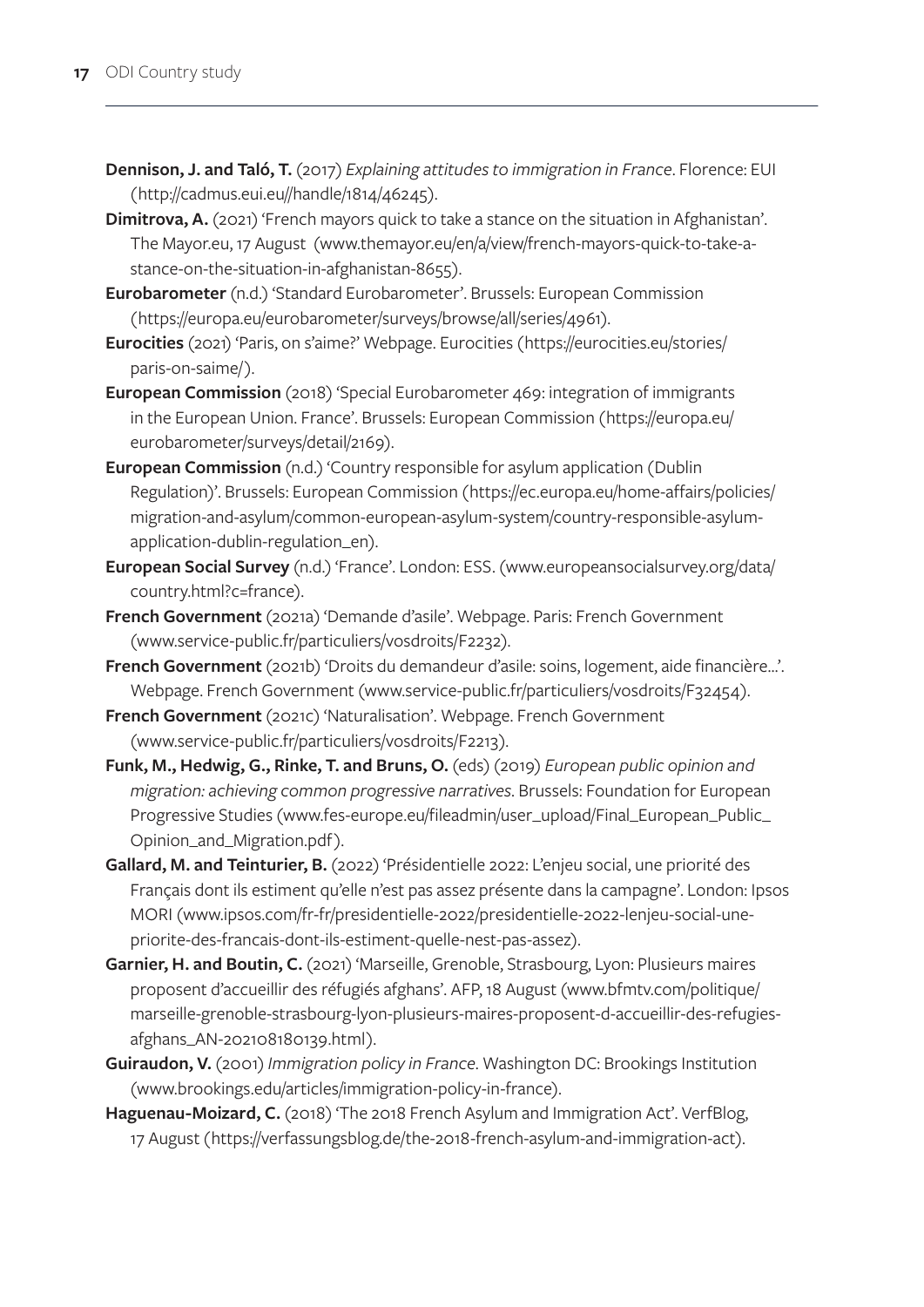**Dennison, J. and Taló, T.** (2017) *Explaining attitudes to immigration in France*. Florence: EUI (http://cadmus.eui.eu//handle/1814/46245).

**Dimitrova, A.** (2021) 'French mayors quick to take a stance on the situation in Afghanistan'. The Mayor.eu, 17 August (www.themayor.eu/en/a/view/french-mayors-quick-to-take-a-stance-on-the-situation-in-afghanistan-8655).

**Eurobarometer** (n.d.) 'Standard Eurobarometer'. Brussels: European Commission (https://europa.eu/eurobarometer/surveys/browse/all/series/4961).

**Eurocities** (2021) 'Paris, on s'aime?' Webpage. Eurocities (https://eurocities.eu/stories/paris-on-saime/).

**European Commission** (2018) 'Special Eurobarometer 469: integration of immigrants in the European Union. France'. Brussels: European Commission (https://europa.eu/eurobarometer/surveys/detail/2169).

**European Commission** (n.d.) 'Country responsible for asylum application (Dublin Regulation)'. Brussels: European Commission (https://ec.europa.eu/home-affairs/policies/migration-and-asylum/common-european-asylum-system/country-responsible-asylum-application-dublin-regulation_en).

**European Social Survey** (n.d.) 'France'. London: ESS. (www.europeansocialsurvey.org/data/country.html?c=france).

**French Government** (2021a) 'Demande d'asile'. Webpage. Paris: French Government (www.service-public.fr/particuliers/vosdroits/F2232).

**French Government** (2021b) 'Droits du demandeur d'asile: soins, logement, aide financière...'. Webpage. French Government (www.service-public.fr/particuliers/vosdroits/F32454).

**French Government** (2021c) 'Naturalisation'. Webpage. French Government (www.service-public.fr/particuliers/vosdroits/F2213).

**Funk, M., Hedwig, G., Rinke, T. and Bruns, O.** (eds) (2019) *European public opinion and migration: achieving common progressive narratives*. Brussels: Foundation for European Progressive Studies (www.fes-europe.eu/fileadmin/user_upload/Final_European_Public_Opinion_and_Migration.pdf).

**Gallard, M. and Teinturier, B.** (2022) 'Présidentielle 2022: L'enjeu social, une priorité des Français dont ils estiment qu'elle n'est pas assez présente dans la campagne'. London: Ipsos MORI (www.ipsos.com/fr-fr/presidentielle-2022/presidentielle-2022-lenjeu-social-une-priorite-des-francais-dont-ils-estiment-quelle-nest-pas-assez).

**Garnier, H. and Boutin, C.** (2021) 'Marseille, Grenoble, Strasbourg, Lyon: Plusieurs maires proposent d'accueillir des réfugiés afghans'. AFP, 18 August (www.bfmtv.com/politique/marseille-grenoble-strasbourg-lyon-plusieurs-maires-proposent-d-accueillir-des-refugies-afghans_AN-202108180139.html).

**Guiraudon, V.** (2001) *Immigration policy in France*. Washington DC: Brookings Institution (www.brookings.edu/articles/immigration-policy-in-france).

**Haguenau-Moizard, C.** (2018) 'The 2018 French Asylum and Immigration Act'. VerfBlog, 17 August (https://verfassungsblog.de/the-2018-french-asylum-and-immigration-act).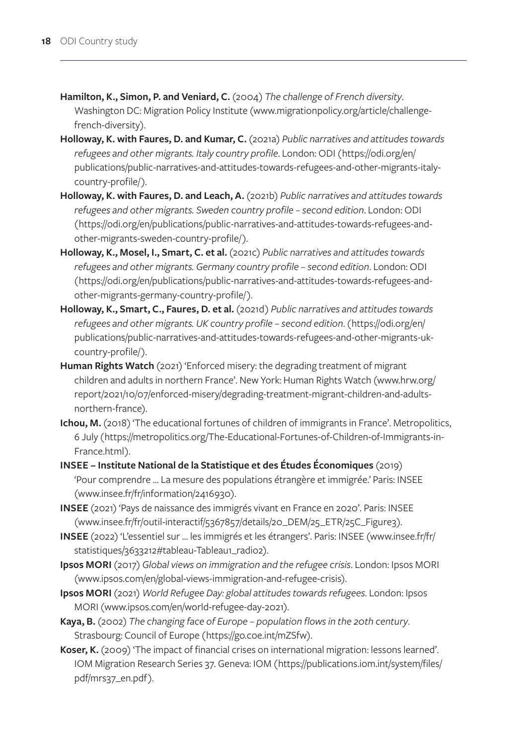**Hamilton, K., Simon, P. and Veniard, C.** (2004) *The challenge of French diversity*. Washington DC: Migration Policy Institute (www.migrationpolicy.org/article/challenge-french-diversity).

**Holloway, K. with Faures, D. and Kumar, C.** (2021a) *Public narratives and attitudes towards refugees and other migrants. Italy country profile*. London: ODI (https://odi.org/en/publications/public-narratives-and-attitudes-towards-refugees-and-other-migrants-italy-country-profile/).

**Holloway, K. with Faures, D. and Leach, A.** (2021b) *Public narratives and attitudes towards refugees and other migrants. Sweden country profile – second edition*. London: ODI (https://odi.org/en/publications/public-narratives-and-attitudes-towards-refugees-and-other-migrants-sweden-country-profile/).

**Holloway, K., Mosel, I., Smart, C. et al.** (2021c) *Public narratives and attitudes towards refugees and other migrants. Germany country profile – second edition*. London: ODI (https://odi.org/en/publications/public-narratives-and-attitudes-towards-refugees-and-other-migrants-germany-country-profile/).

**Holloway, K., Smart, C., Faures, D. et al.** (2021d) *Public narratives and attitudes towards refugees and other migrants. UK country profile – second edition*. (https://odi.org/en/publications/public-narratives-and-attitudes-towards-refugees-and-other-migrants-uk-country-profile/).

**Human Rights Watch** (2021) 'Enforced misery: the degrading treatment of migrant children and adults in northern France'. New York: Human Rights Watch (www.hrw.org/report/2021/10/07/enforced-misery/degrading-treatment-migrant-children-and-adults-northern-france).

**Ichou, M.** (2018) 'The educational fortunes of children of immigrants in France'. Metropolitics, 6 July (https://metropolitics.org/The-Educational-Fortunes-of-Children-of-Immigrants-in-France.html).

**INSEE – Institute National de la Statistique et des Études Économiques** (2019) 'Pour comprendre … La mesure des populations étrangère et immigrée.' Paris: INSEE (www.insee.fr/fr/information/2416930).

**INSEE** (2021) 'Pays de naissance des immigrés vivant en France en 2020'. Paris: INSEE (www.insee.fr/fr/outil-interactif/5367857/details/20_DEM/25_ETR/25C_Figure3).

**INSEE** (2022) 'L'essentiel sur … les immigrés et les étrangers'. Paris: INSEE (www.insee.fr/fr/statistiques/3633212#tableau-Tableau1_radio2).

**Ipsos MORI** (2017) *Global views on immigration and the refugee crisis*. London: Ipsos MORI (www.ipsos.com/en/global-views-immigration-and-refugee-crisis).

**Ipsos MORI** (2021) *World Refugee Day: global attitudes towards refugees*. London: Ipsos MORI (www.ipsos.com/en/world-refugee-day-2021).

**Kaya, B.** (2002) *The changing face of Europe – population flows in the 20th century*. Strasbourg: Council of Europe (https://go.coe.int/mZSfw).

**Koser, K.** (2009) 'The impact of financial crises on international migration: lessons learned'. IOM Migration Research Series 37. Geneva: IOM (https://publications.iom.int/system/files/pdf/mrs37_en.pdf).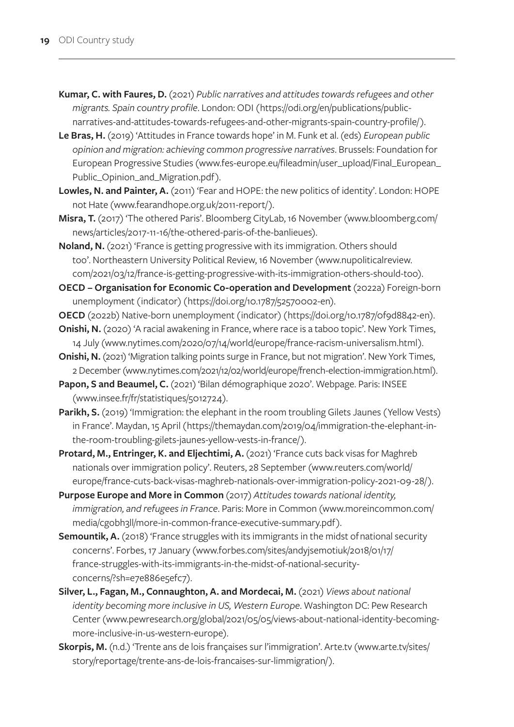**Kumar, C. with Faures, D.** (2021) *Public narratives and attitudes towards refugees and other migrants. Spain country profile*. London: ODI (https://odi.org/en/publications/public-narratives-and-attitudes-towards-refugees-and-other-migrants-spain-country-profile/).

**Le Bras, H.** (2019) 'Attitudes in France towards hope' in M. Funk et al. (eds) *European public opinion and migration: achieving common progressive narratives*. Brussels: Foundation for European Progressive Studies (www.fes-europe.eu/fileadmin/user_upload/Final_European_Public_Opinion_and_Migration.pdf).

**Lowles, N. and Painter, A.** (2011) 'Fear and HOPE: the new politics of identity'. London: HOPE not Hate (www.fearandhope.org.uk/2011-report/).

**Misra, T.** (2017) 'The othered Paris'. Bloomberg CityLab, 16 November (www.bloomberg.com/news/articles/2017-11-16/the-othered-paris-of-the-banlieues).

**Noland, N.** (2021) 'France is getting progressive with its immigration. Others should too'. Northeastern University Political Review, 16 November (www.nupoliticalreview.com/2021/03/12/france-is-getting-progressive-with-its-immigration-others-should-too).

**OECD – Organisation for Economic Co-operation and Development** (2022a) Foreign-born unemployment (indicator) (https://doi.org/10.1787/52570002-en).

**OECD** (2022b) Native-born unemployment (indicator) (https://doi.org/10.1787/0f9d8842-en).

**Onishi, N.** (2020) 'A racial awakening in France, where race is a taboo topic'. New York Times, 14 July (www.nytimes.com/2020/07/14/world/europe/france-racism-universalism.html).

**Onishi, N.** (2021) 'Migration talking points surge in France, but not migration'. New York Times, 2 December (www.nytimes.com/2021/12/02/world/europe/french-election-immigration.html).

**Papon, S and Beaumel, C.** (2021) 'Bilan démographique 2020'. Webpage. Paris: INSEE (www.insee.fr/fr/statistiques/5012724).

**Parikh, S.** (2019) 'Immigration: the elephant in the room troubling Gilets Jaunes (Yellow Vests) in France'. Maydan, 15 April (https://themaydan.com/2019/04/immigration-the-elephant-in-the-room-troubling-gilets-jaunes-yellow-vests-in-france/).

**Protard, M., Entringer, K. and Eljechtimi, A.** (2021) 'France cuts back visas for Maghreb nationals over immigration policy'. Reuters, 28 September (www.reuters.com/world/europe/france-cuts-back-visas-maghreb-nationals-over-immigration-policy-2021-09-28/).

**Purpose Europe and More in Common** (2017) *Attitudes towards national identity, immigration, and refugees in France*. Paris: More in Common (www.moreincommon.com/media/cgobh3ll/more-in-common-france-executive-summary.pdf).

**Semountik, A.** (2018) 'France struggles with its immigrants in the midst of national security concerns'. Forbes, 17 January (www.forbes.com/sites/andyjsemotiuk/2018/01/17/france-struggles-with-its-immigrants-in-the-midst-of-national-security-concerns/?sh=e7e886e5efc7).

**Silver, L., Fagan, M., Connaughton, A. and Mordecai, M.** (2021) *Views about national identity becoming more inclusive in US, Western Europe*. Washington DC: Pew Research Center (www.pewresearch.org/global/2021/05/05/views-about-national-identity-becoming-more-inclusive-in-us-western-europe).

**Skorpis, M.** (n.d.) 'Trente ans de lois françaises sur l'immigration'. Arte.tv (www.arte.tv/sites/story/reportage/trente-ans-de-lois-francaises-sur-limmigration/).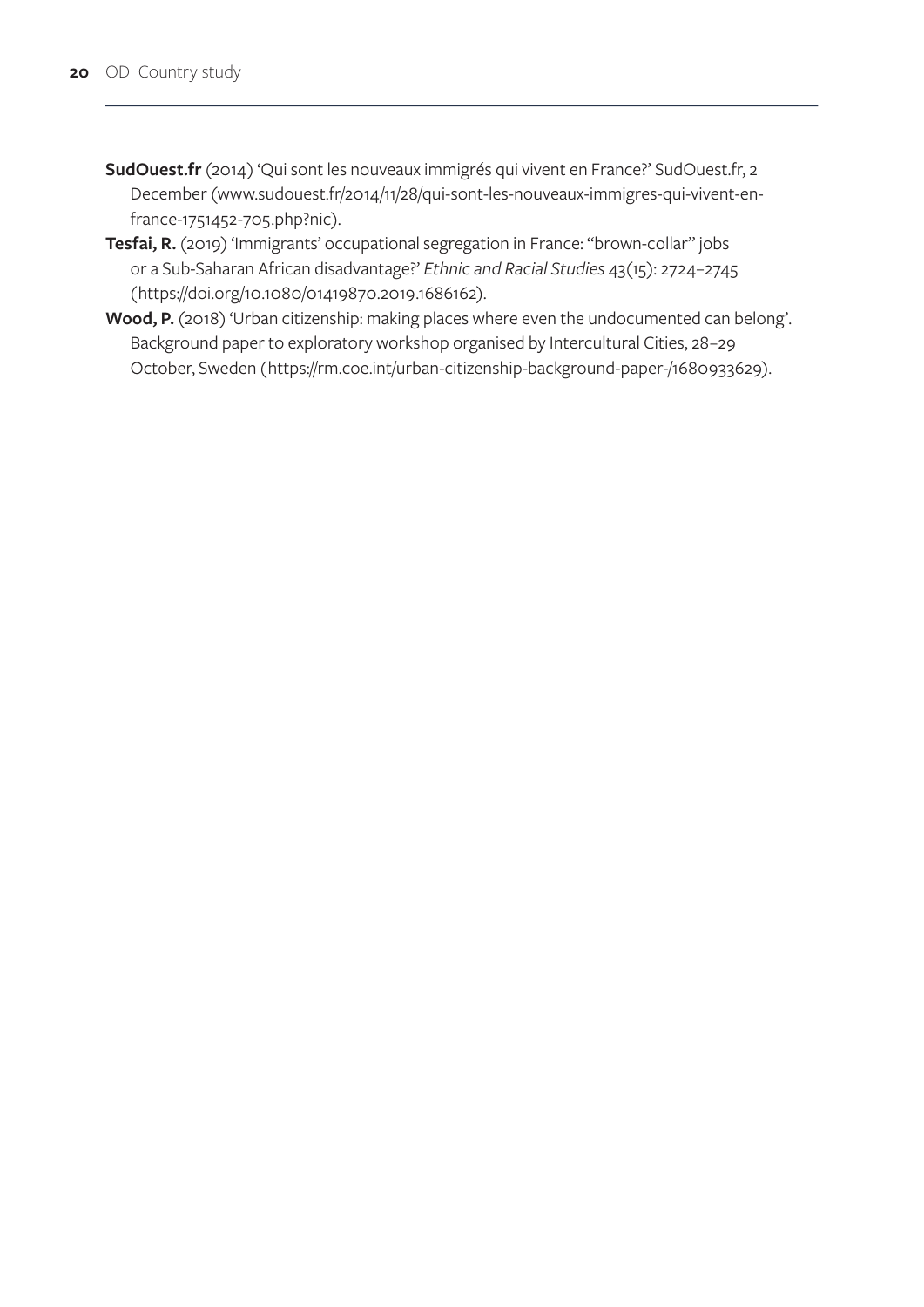**SudOuest.fr** (2014) 'Qui sont les nouveaux immigrés qui vivent en France?' SudOuest.fr, 2 December (www.sudouest.fr/2014/11/28/qui-sont-les-nouveaux-immigres-qui-vivent-en-france-1751452-705.php?nic).

**Tesfai, R.** (2019) 'Immigrants' occupational segregation in France: "brown-collar" jobs or a Sub-Saharan African disadvantage?' *Ethnic and Racial Studies* 43(15): 2724–2745 (https://doi.org/10.1080/01419870.2019.1686162).

**Wood, P.** (2018) 'Urban citizenship: making places where even the undocumented can belong'. Background paper to exploratory workshop organised by Intercultural Cities, 28–29 October, Sweden (https://rm.coe.int/urban-citizenship-background-paper-/1680933629).